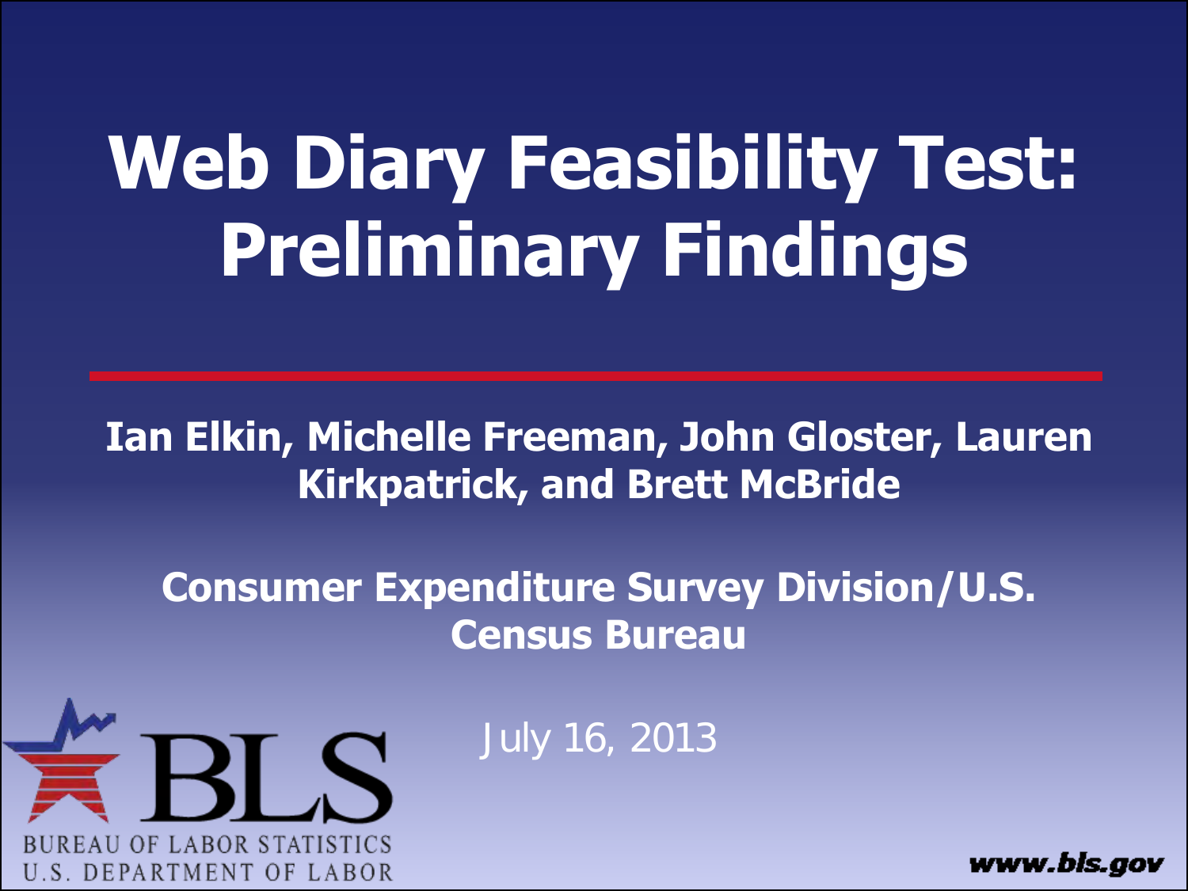# Web Diary Feasibility Test: Preliminary Findings

**Ian Elkin, Michelle Freeman, John Gloster, Lauren Kirkpatrick, and Brett McBride**

**Consumer Expenditure Survey Division/U.S. Census Bureau**

July 16, 2013

BUREAU OF LABOR STATISTICS
U.S. DEPARTMENT OF LABOR

www.bls.gov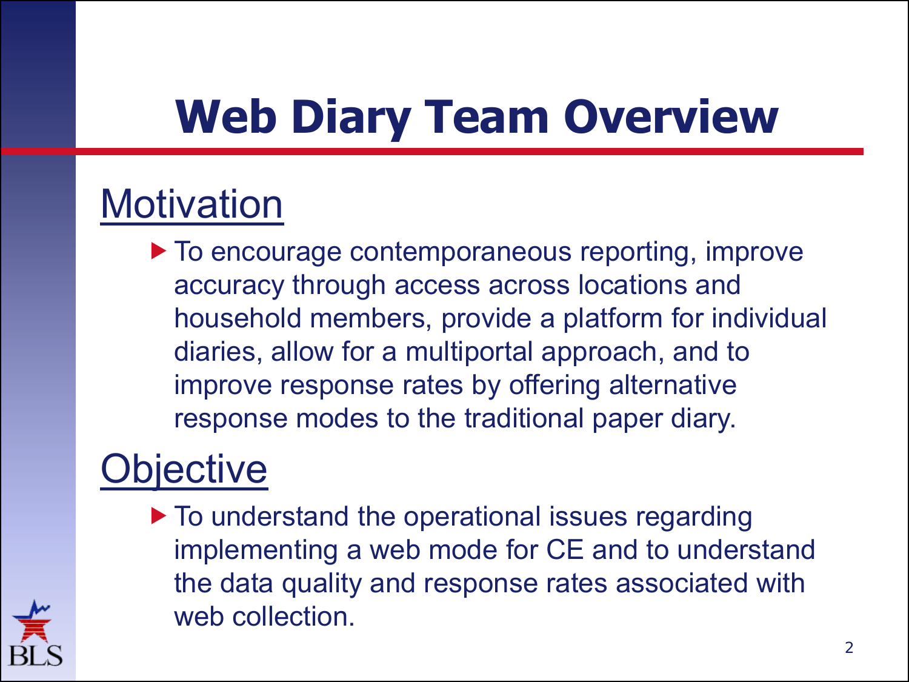# Web Diary Team Overview

## Motivation

- To encourage contemporaneous reporting, improve accuracy through access across locations and household members, provide a platform for individual diaries, allow for a multiportal approach, and to improve response rates by offering alternative response modes to the traditional paper diary.

## Objective

- To understand the operational issues regarding implementing a web mode for CE and to understand the data quality and response rates associated with web collection.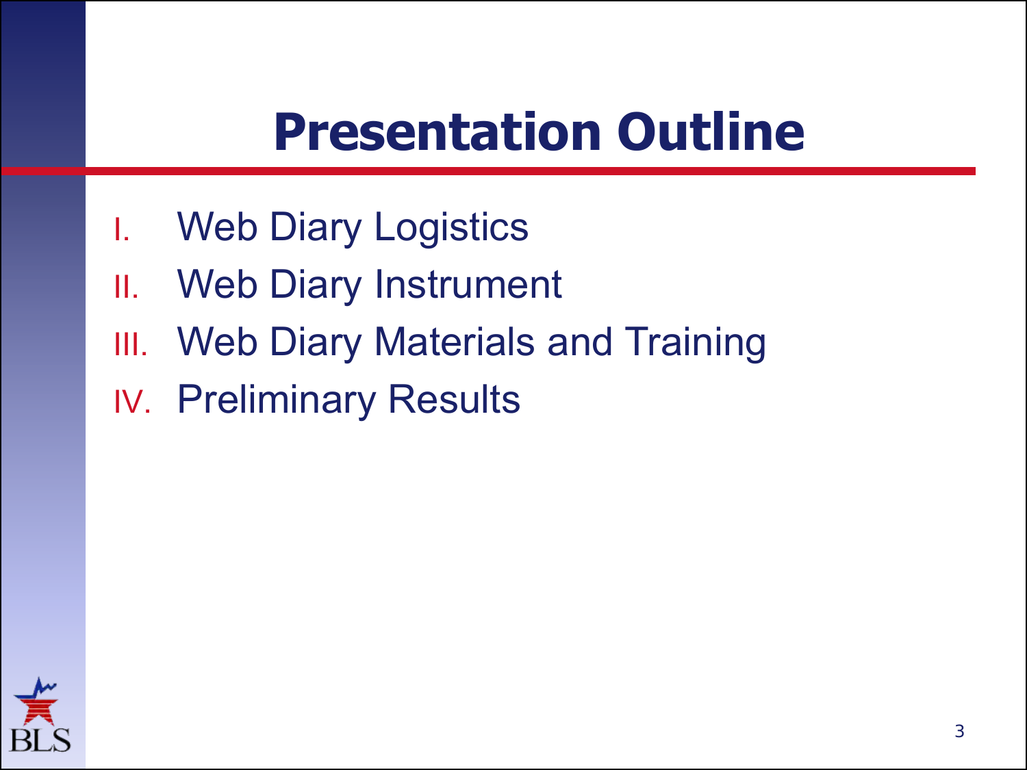# Presentation Outline

I. Web Diary Logistics
II. Web Diary Instrument
III. Web Diary Materials and Training
IV. Preliminary Results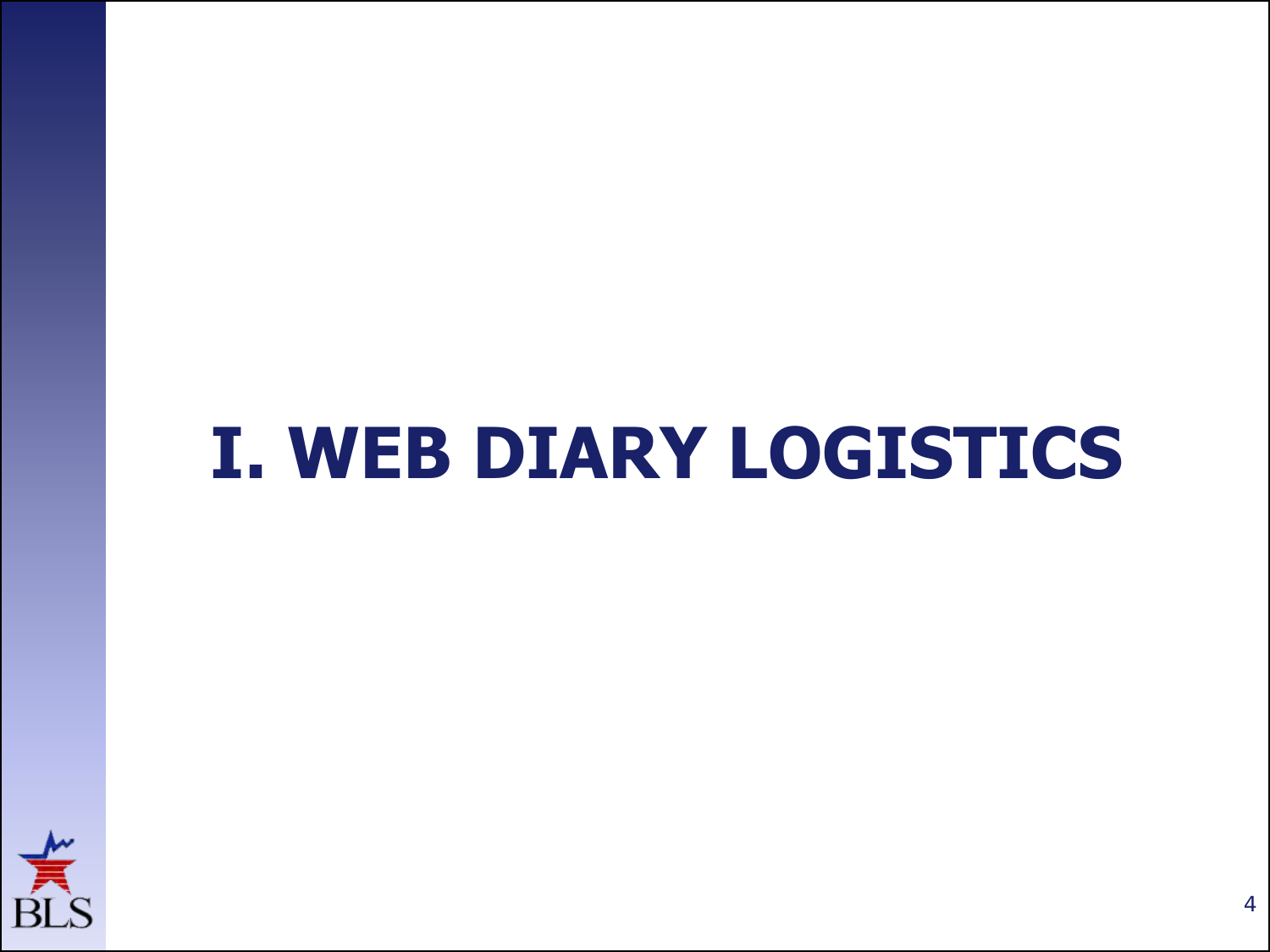# I. WEB DIARY LOGISTICS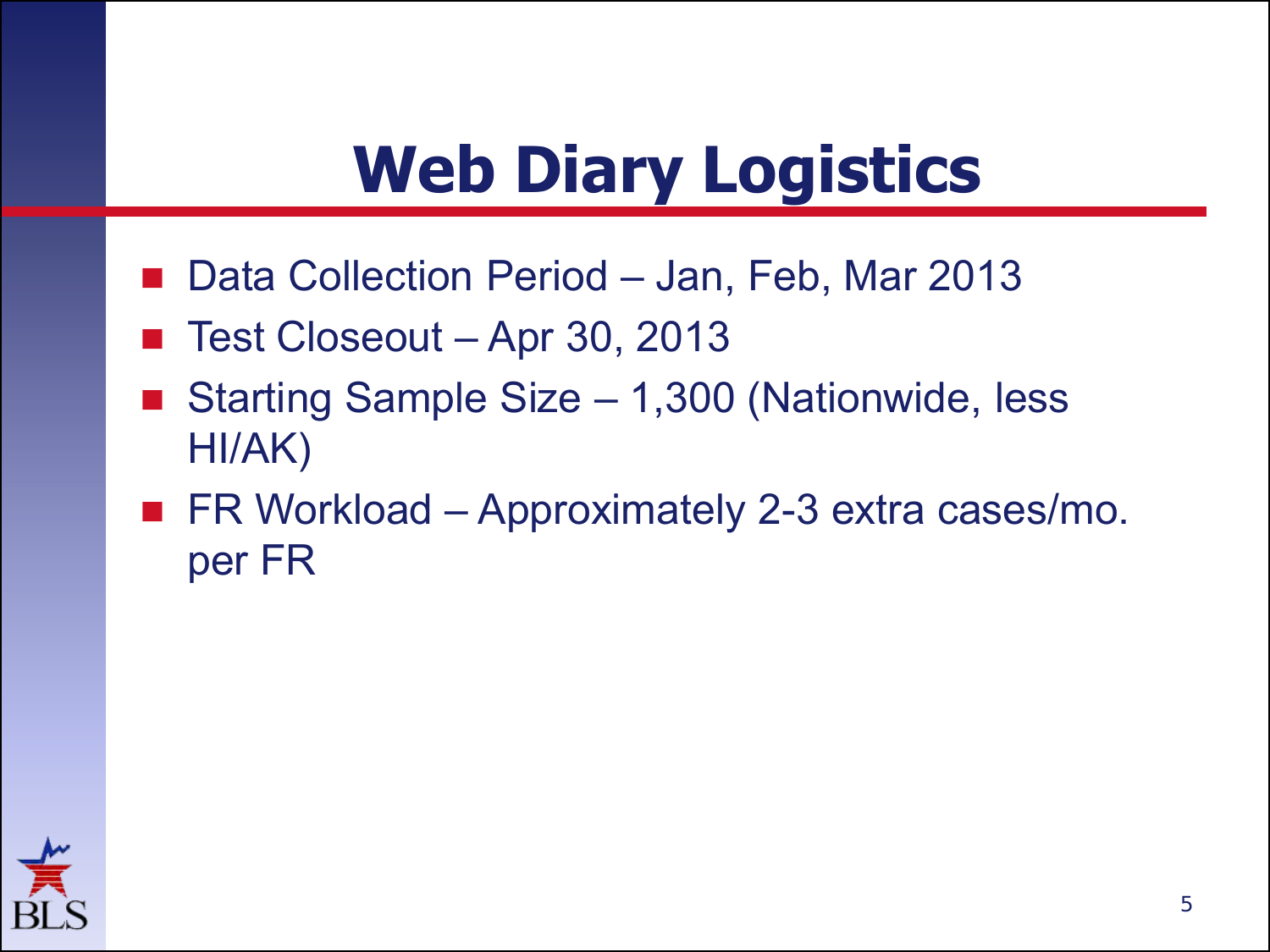# Web Diary Logistics

- Data Collection Period – Jan, Feb, Mar 2013
- Test Closeout – Apr 30, 2013
- Starting Sample Size – 1,300 (Nationwide, less HI/AK)
- FR Workload – Approximately 2-3 extra cases/mo. per FR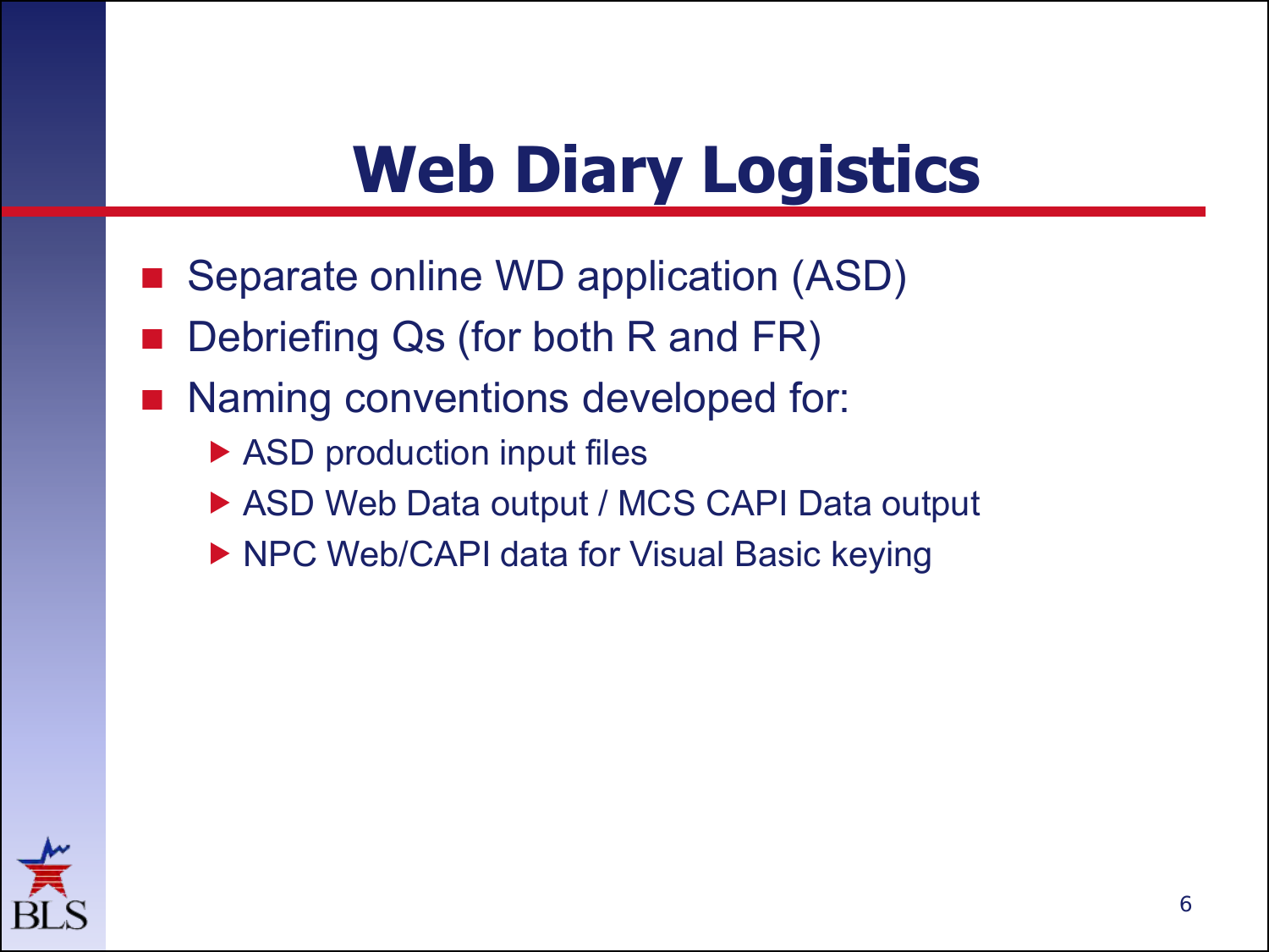# Web Diary Logistics

- Separate online WD application (ASD)
- Debriefing Qs (for both R and FR)
- Naming conventions developed for:
  - ASD production input files
  - ASD Web Data output / MCS CAPI Data output
  - NPC Web/CAPI data for Visual Basic keying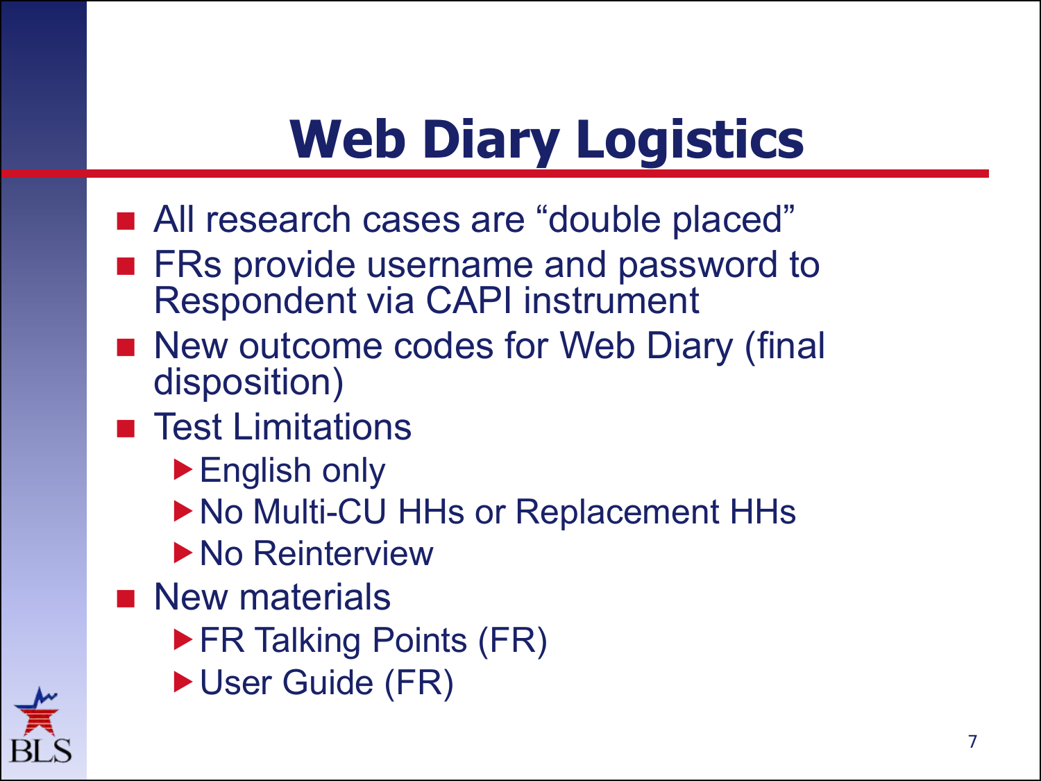# Web Diary Logistics

- All research cases are "double placed"
- FRs provide username and password to Respondent via CAPI instrument
- New outcome codes for Web Diary (final disposition)
- Test Limitations
  - English only
  - No Multi-CU HHs or Replacement HHs
  - No Reinterview
- New materials
  - FR Talking Points (FR)
  - User Guide (FR)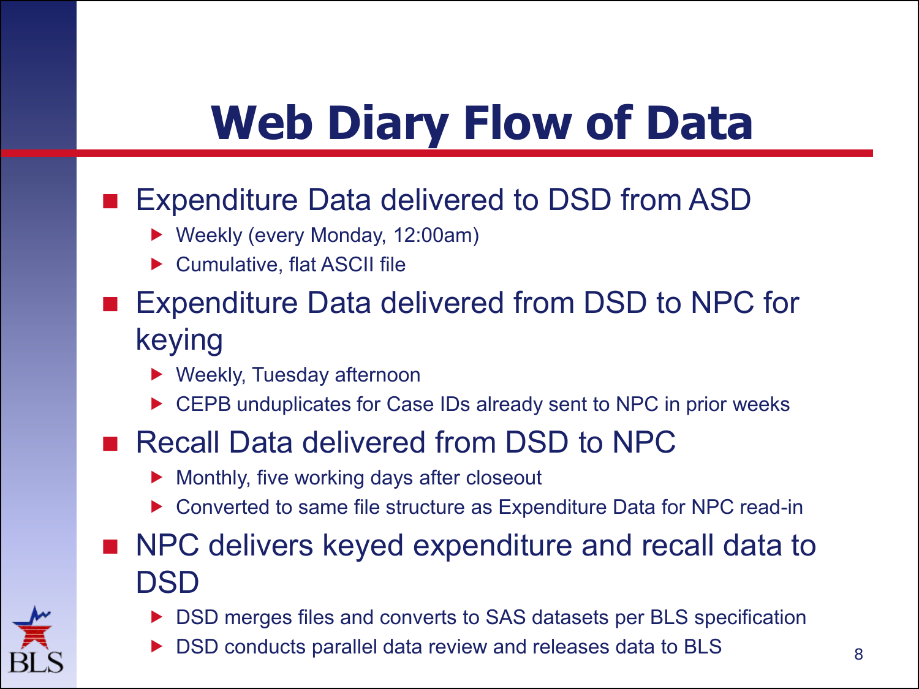# Web Diary Flow of Data

- Expenditure Data delivered to DSD from ASD
  - Weekly (every Monday, 12:00am)
  - Cumulative, flat ASCII file
- Expenditure Data delivered from DSD to NPC for keying
  - Weekly, Tuesday afternoon
  - CEPB unduplicates for Case IDs already sent to NPC in prior weeks
- Recall Data delivered from DSD to NPC
  - Monthly, five working days after closeout
  - Converted to same file structure as Expenditure Data for NPC read-in
- NPC delivers keyed expenditure and recall data to DSD
  - DSD merges files and converts to SAS datasets per BLS specification
  - DSD conducts parallel data review and releases data to BLS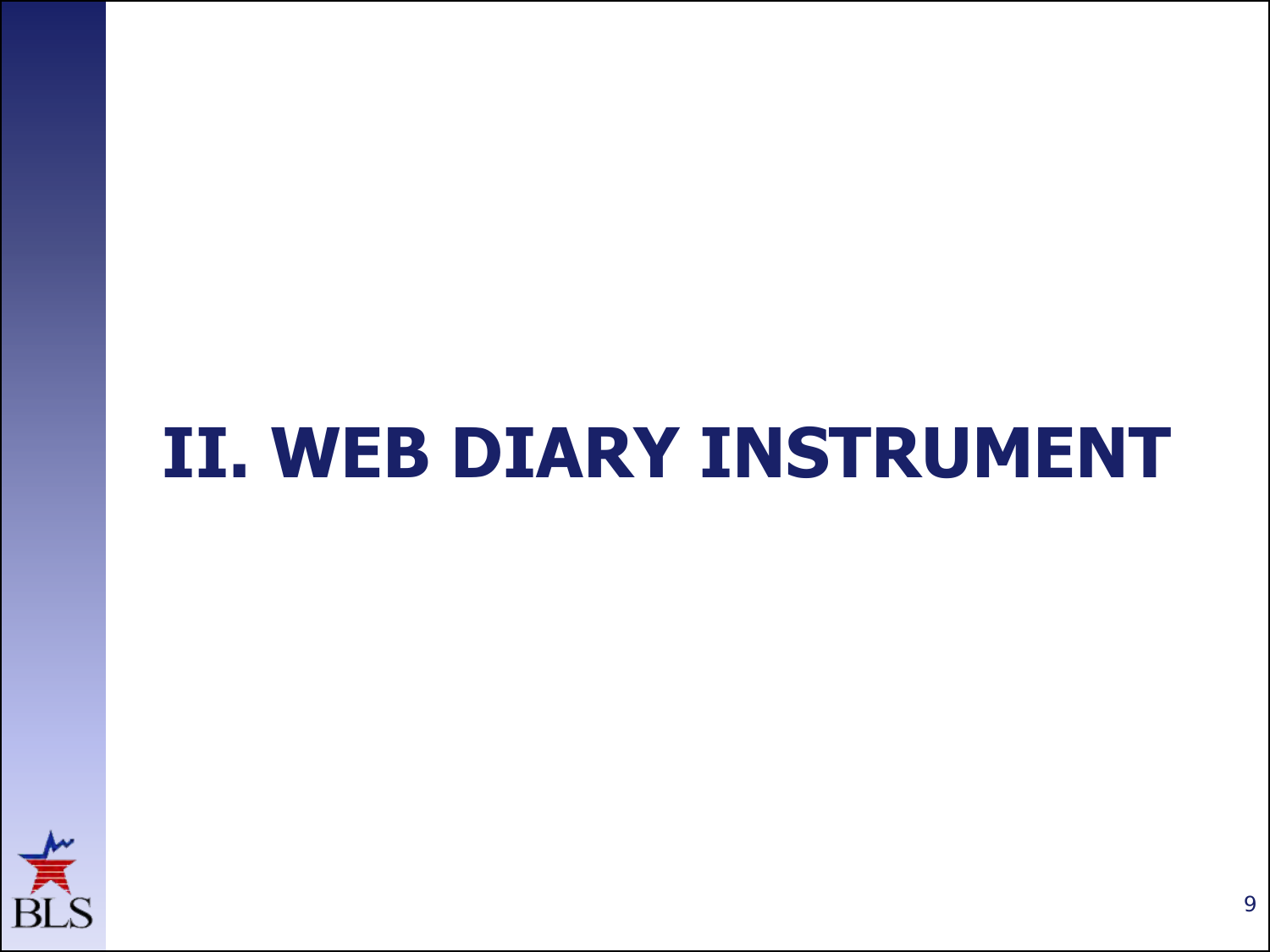# II. WEB DIARY INSTRUMENT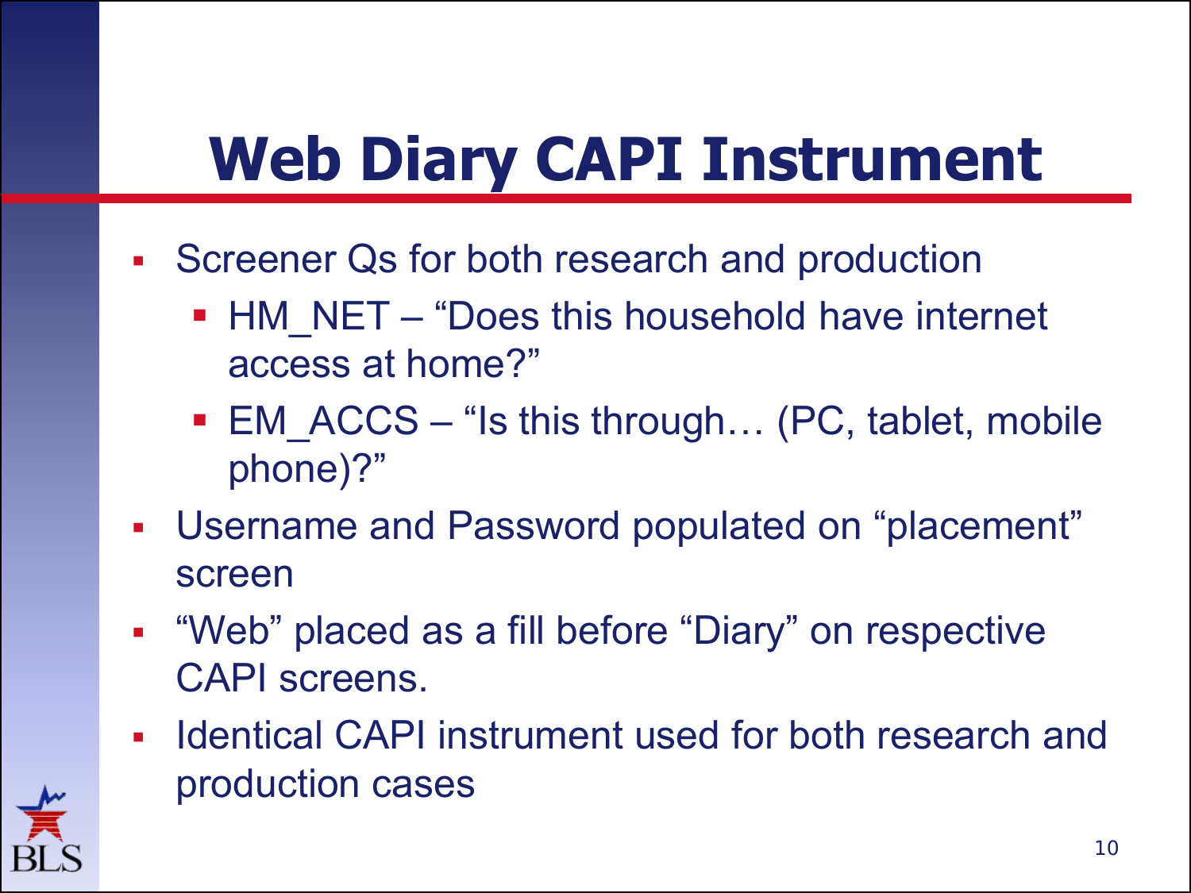# Web Diary CAPI Instrument

- Screener Qs for both research and production
  - HM_NET – "Does this household have internet access at home?"
  - EM_ACCS – "Is this through… (PC, tablet, mobile phone)?"
- Username and Password populated on "placement" screen
- "Web" placed as a fill before "Diary" on respective CAPI screens.
- Identical CAPI instrument used for both research and production cases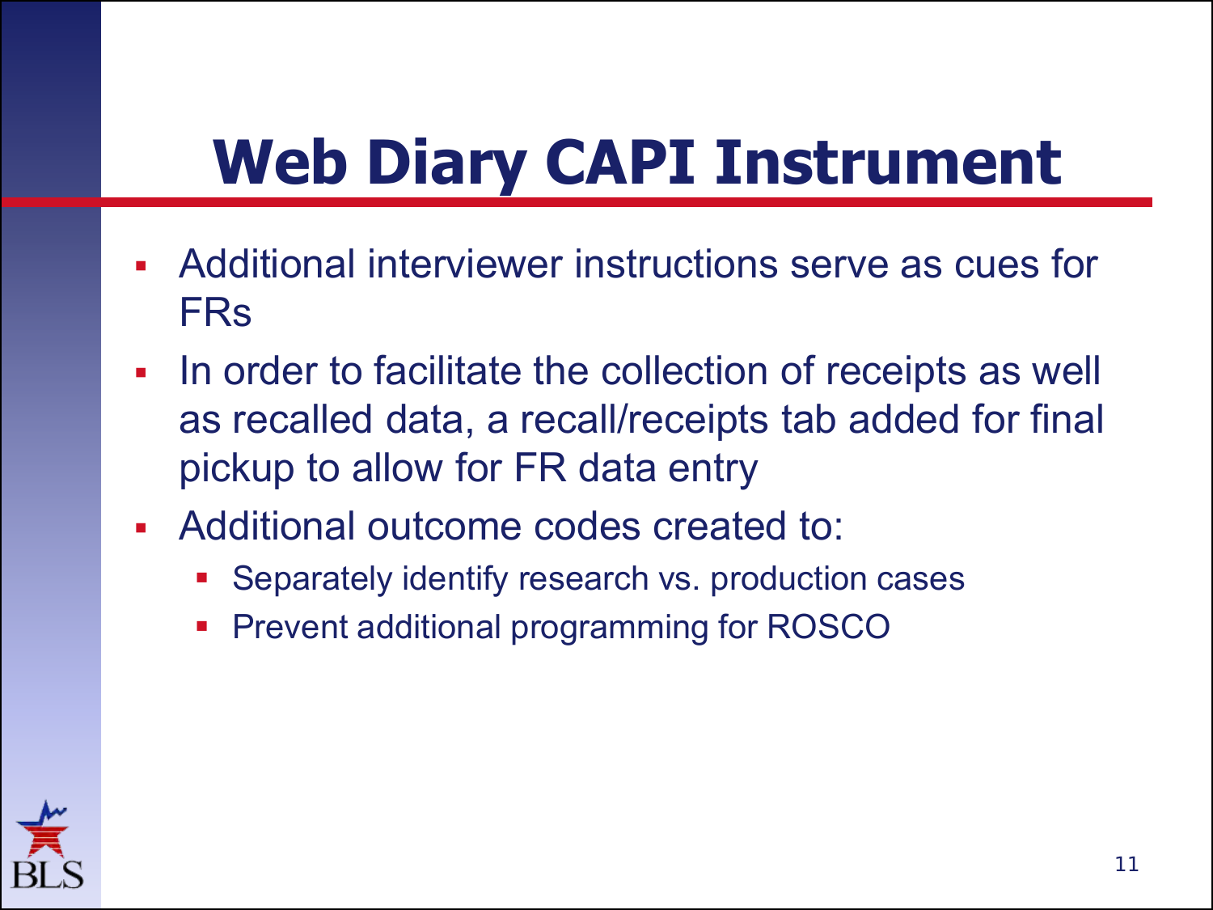# Web Diary CAPI Instrument

- Additional interviewer instructions serve as cues for FRs
- In order to facilitate the collection of receipts as well as recalled data, a recall/receipts tab added for final pickup to allow for FR data entry
- Additional outcome codes created to:
  - Separately identify research vs. production cases
  - Prevent additional programming for ROSCO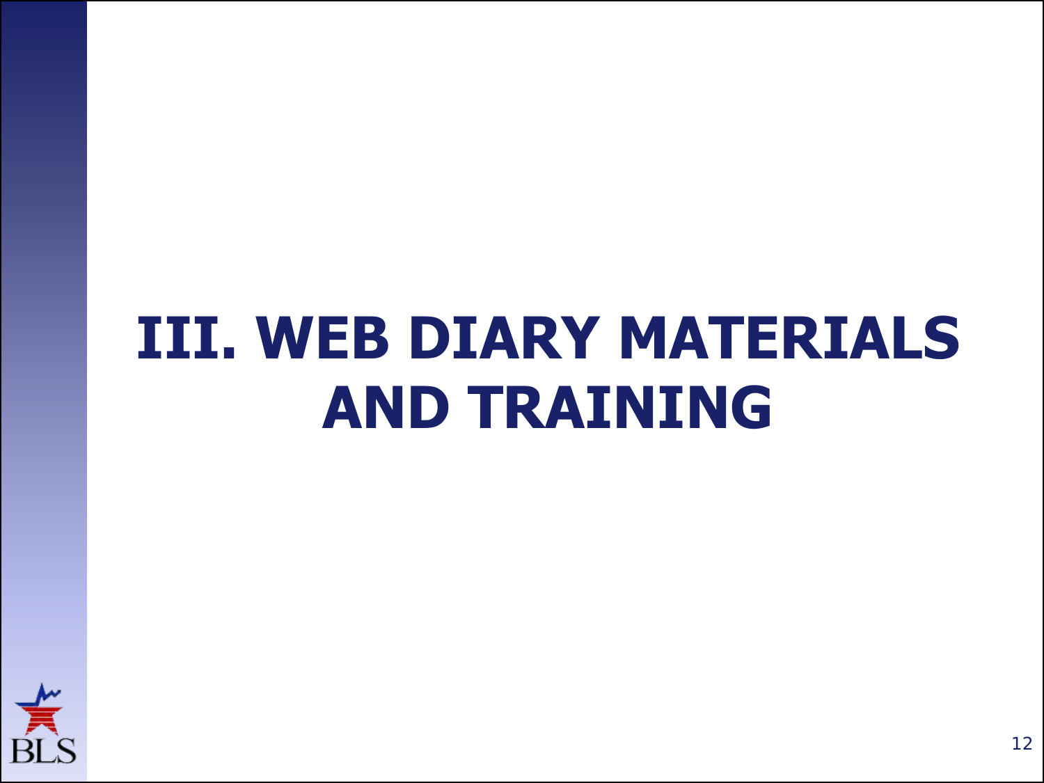# III. WEB DIARY MATERIALS AND TRAINING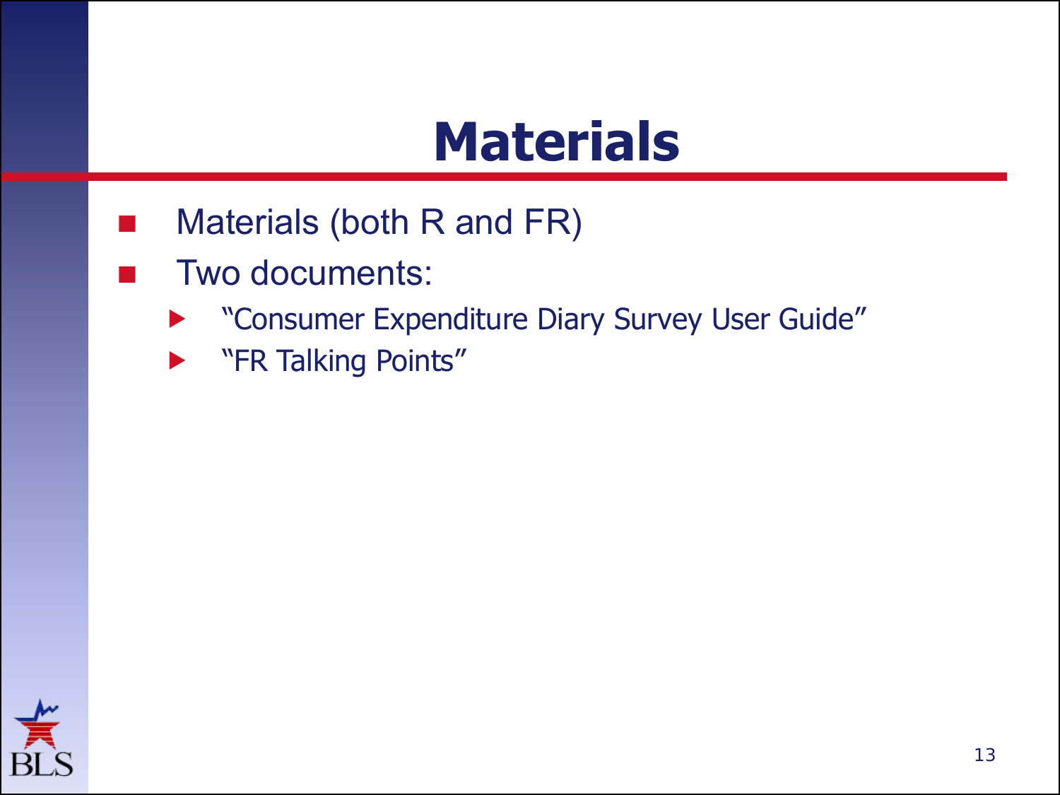# Materials

- Materials (both R and FR)
- Two documents:
  - "Consumer Expenditure Diary Survey User Guide"
  - "FR Talking Points"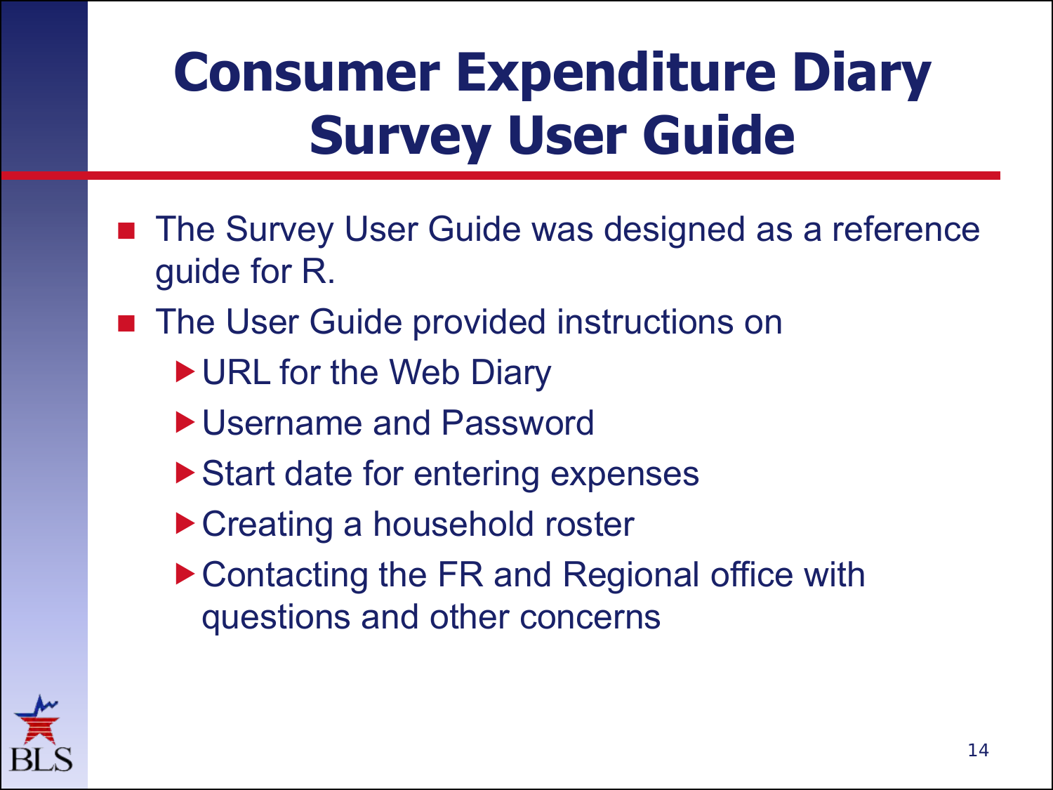# Consumer Expenditure Diary Survey User Guide

- The Survey User Guide was designed as a reference guide for R.
- The User Guide provided instructions on
  - URL for the Web Diary
  - Username and Password
  - Start date for entering expenses
  - Creating a household roster
  - Contacting the FR and Regional office with questions and other concerns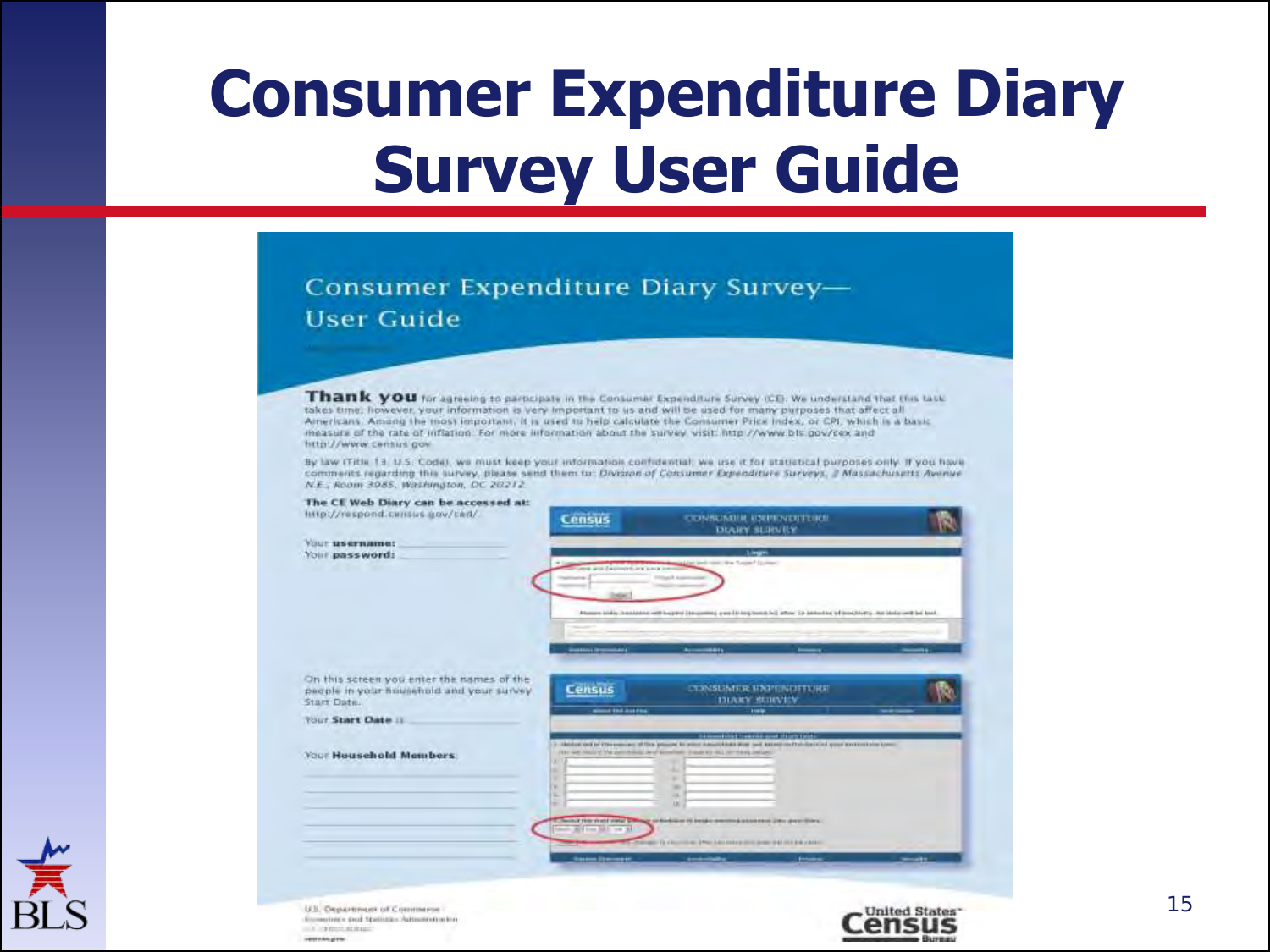# Consumer Expenditure Diary Survey User Guide

## Consumer Expenditure Diary Survey— User Guide

**Thank you** for agreeing to participate in the Consumer Expenditure Survey (CE). We understand that this task takes time; however, your information is very important to us and will be used for many purposes that affect all Americans. Among the most important, it is used to help calculate the Consumer Price Index, or CPI, which is a basic measure of the rate of inflation. For more information about the survey, visit: http://www.bls.gov/cex and http://www.census.gov

By law (Title 13, U.S. Code), we must keep your information confidential; we use it for statistical purposes only. If you have comments regarding this survey, please send them to: *Division of Consumer Expenditure Surveys, 2 Massachusetts Avenue N.E., Room 3985, Washington, DC 20212.*

**The CE Web Diary can be accessed at:**
http://respond.census.gov/ced/

Your **username:** ____________
Your **password:** ____________

On this screen you enter the names of the people in your household and your survey Start Date.

Your **Start Date** is ____________

Your **Household Members**:

____________
____________
____________
____________
____________
____________

U.S. Department of Commerce
Economics and Statistics Administration
U.S. CENSUS BUREAU
census.gov

United States Census Bureau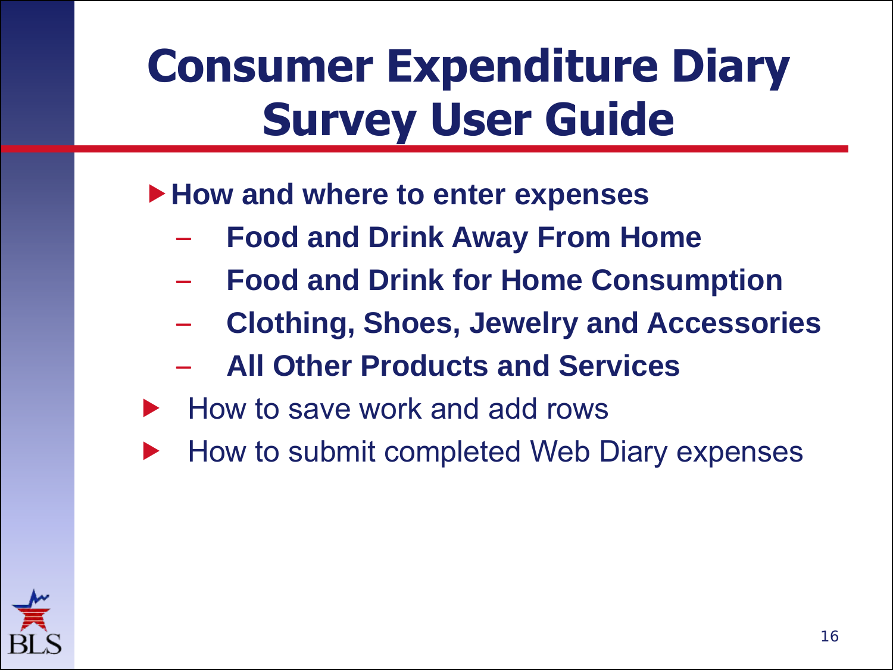# Consumer Expenditure Diary Survey User Guide

- **How and where to enter expenses**
  - **Food and Drink Away From Home**
  - **Food and Drink for Home Consumption**
  - **Clothing, Shoes, Jewelry and Accessories**
  - **All Other Products and Services**
- How to save work and add rows
- How to submit completed Web Diary expenses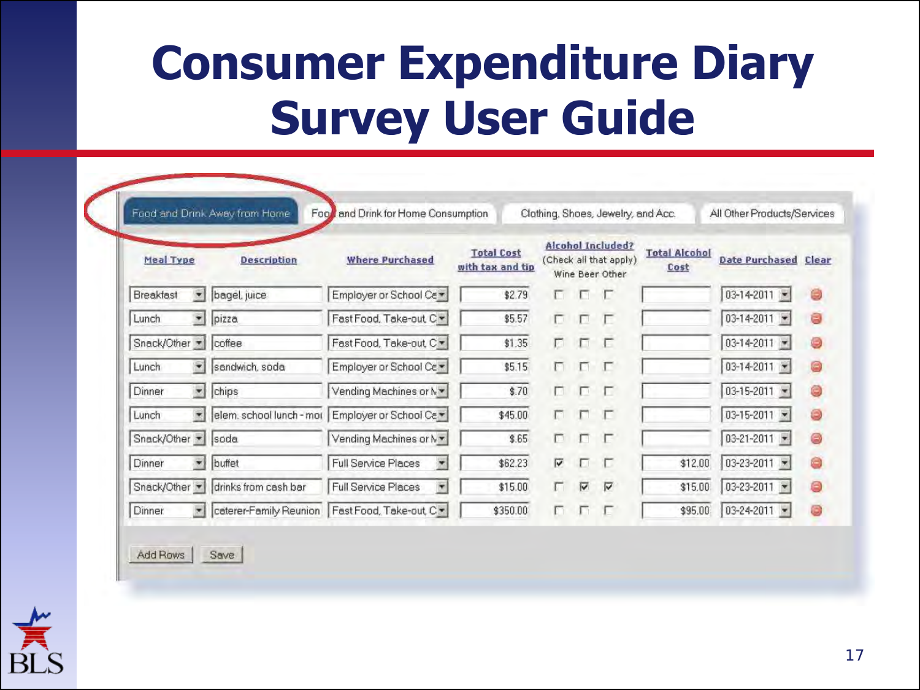# Consumer Expenditure Diary Survey User Guide

Food and Drink Away from Home | Food and Drink for Home Consumption | Clothing, Shoes, Jewelry, and Acc. | All Other Products/Services

| Meal Type | Description | Where Purchased | Total Cost with tax and tip | Alcohol Included? (Check all that apply) Wine | Beer | Other | Total Alcohol Cost | Date Purchased | Clear |
|---|---|---|---|---|---|---|---|---|---|
| Breakfast | bagel, juice | Employer or School Ca | $2.79 | ☐ | ☐ | ☐ | | 03-14-2011 | |
| Lunch | pizza | Fast Food, Take-out, C | $5.57 | ☐ | ☐ | ☐ | | 03-14-2011 | |
| Snack/Other | coffee | Fast Food, Take-out, C | $1.35 | ☐ | ☐ | ☐ | | 03-14-2011 | |
| Lunch | sandwich, soda | Employer or School Ca | $5.15 | ☐ | ☐ | ☐ | | 03-14-2011 | |
| Dinner | chips | Vending Machines or M | $.70 | ☐ | ☐ | ☐ | | 03-15-2011 | |
| Lunch | elem. school lunch - mo | Employer or School Ca | $45.00 | ☐ | ☐ | ☐ | | 03-15-2011 | |
| Snack/Other | soda | Vending Machines or M | $.65 | ☐ | ☐ | ☐ | | 03-21-2011 | |
| Dinner | buffet | Full Service Places | $62.23 | ☑ | ☐ | ☐ | $12.00 | 03-23-2011 | |
| Snack/Other | drinks from cash bar | Full Service Places | $15.00 | ☐ | ☑ | ☑ | $15.00 | 03-23-2011 | |
| Dinner | caterer-Family Reunion | Fast Food, Take-out, C | $350.00 | ☐ | ☐ | ☐ | $95.00 | 03-24-2011 | |

Add Rows | Save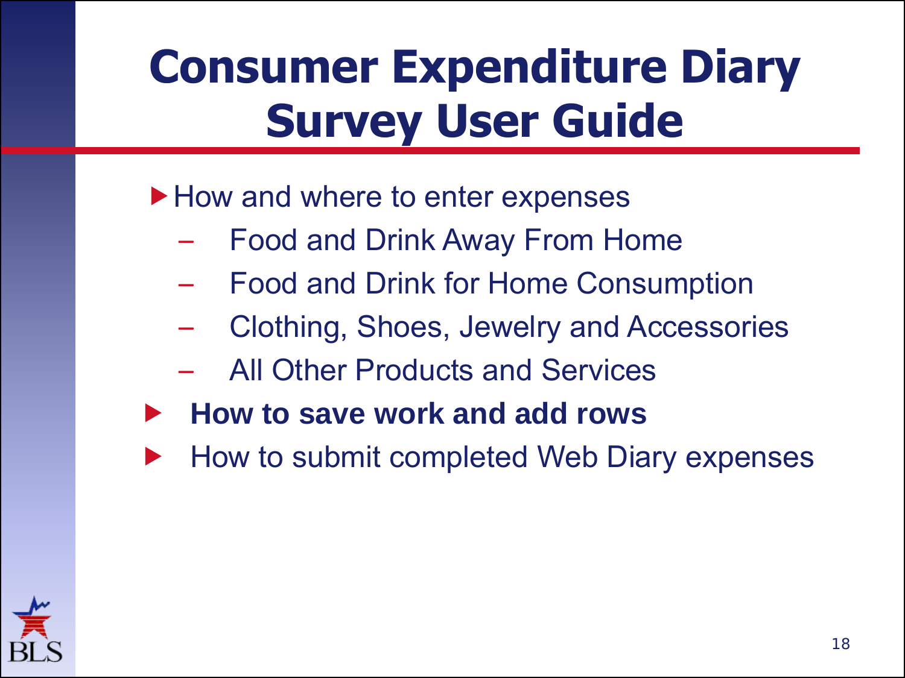# Consumer Expenditure Diary Survey User Guide

- How and where to enter expenses
  - Food and Drink Away From Home
  - Food and Drink for Home Consumption
  - Clothing, Shoes, Jewelry and Accessories
  - All Other Products and Services
- **How to save work and add rows**
- How to submit completed Web Diary expenses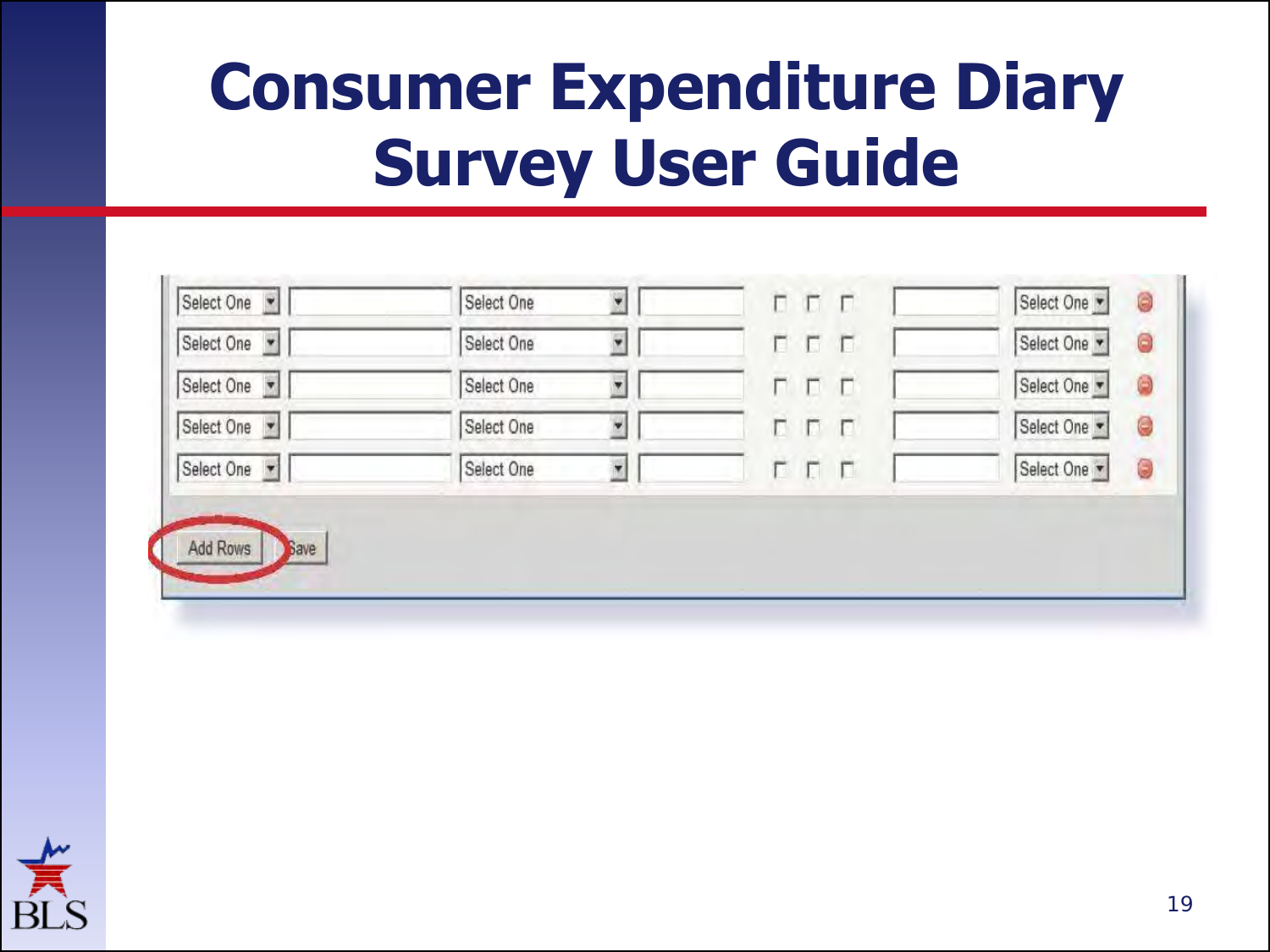# Consumer Expenditure Diary Survey User Guide

| Select One | | Select One | | ☐ ☐ ☐ | | Select One |
|---|---|---|---|---|---|---|
| Select One | | Select One | | ☐ ☐ ☐ | | Select One |
| Select One | | Select One | | ☐ ☐ ☐ | | Select One |
| Select One | | Select One | | ☐ ☐ ☐ | | Select One |
| Select One | | Select One | | ☐ ☐ ☐ | | Select One |

Add Rows   Save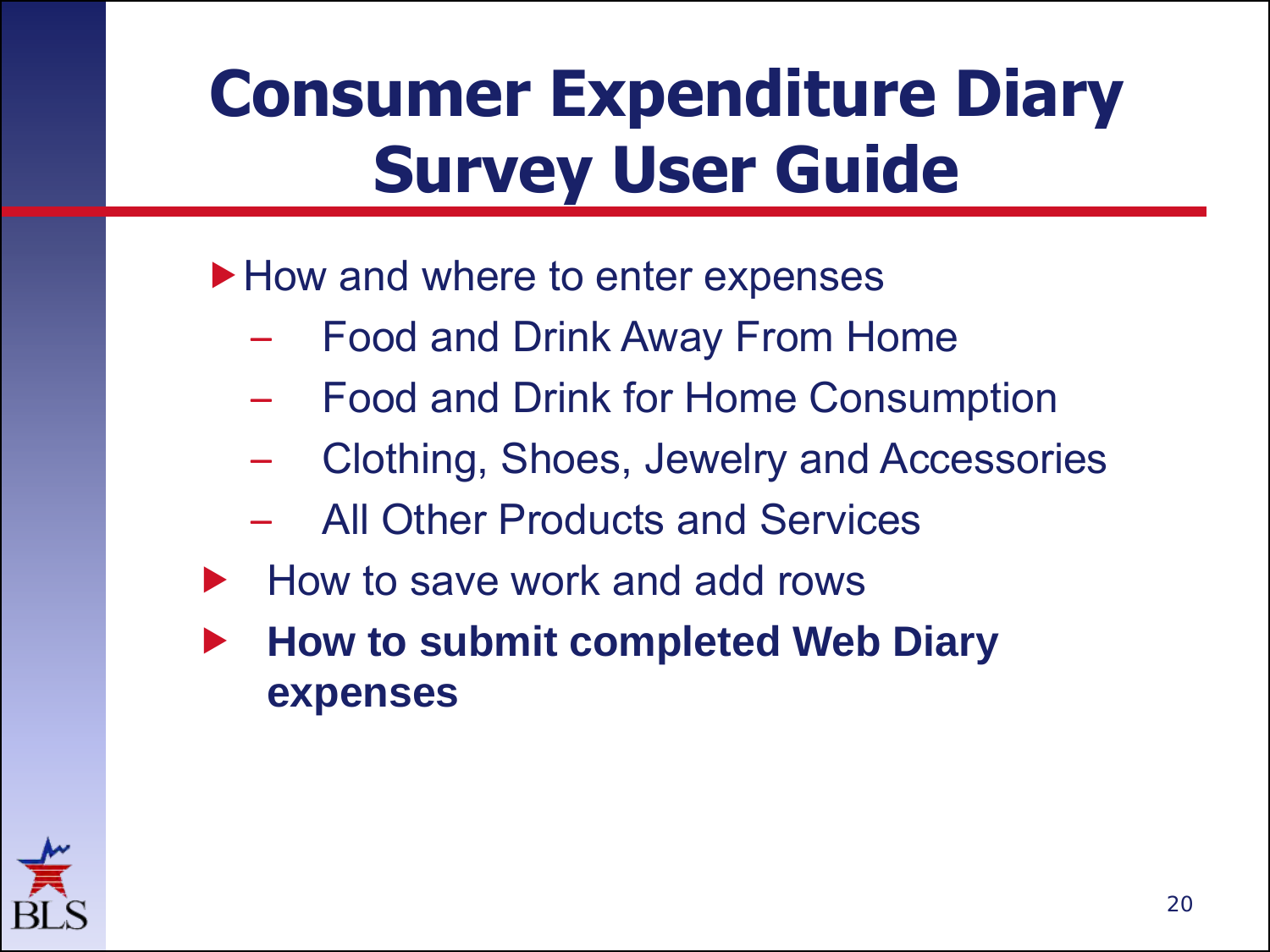# Consumer Expenditure Diary Survey User Guide

- How and where to enter expenses
  - Food and Drink Away From Home
  - Food and Drink for Home Consumption
  - Clothing, Shoes, Jewelry and Accessories
  - All Other Products and Services
- How to save work and add rows
- **How to submit completed Web Diary expenses**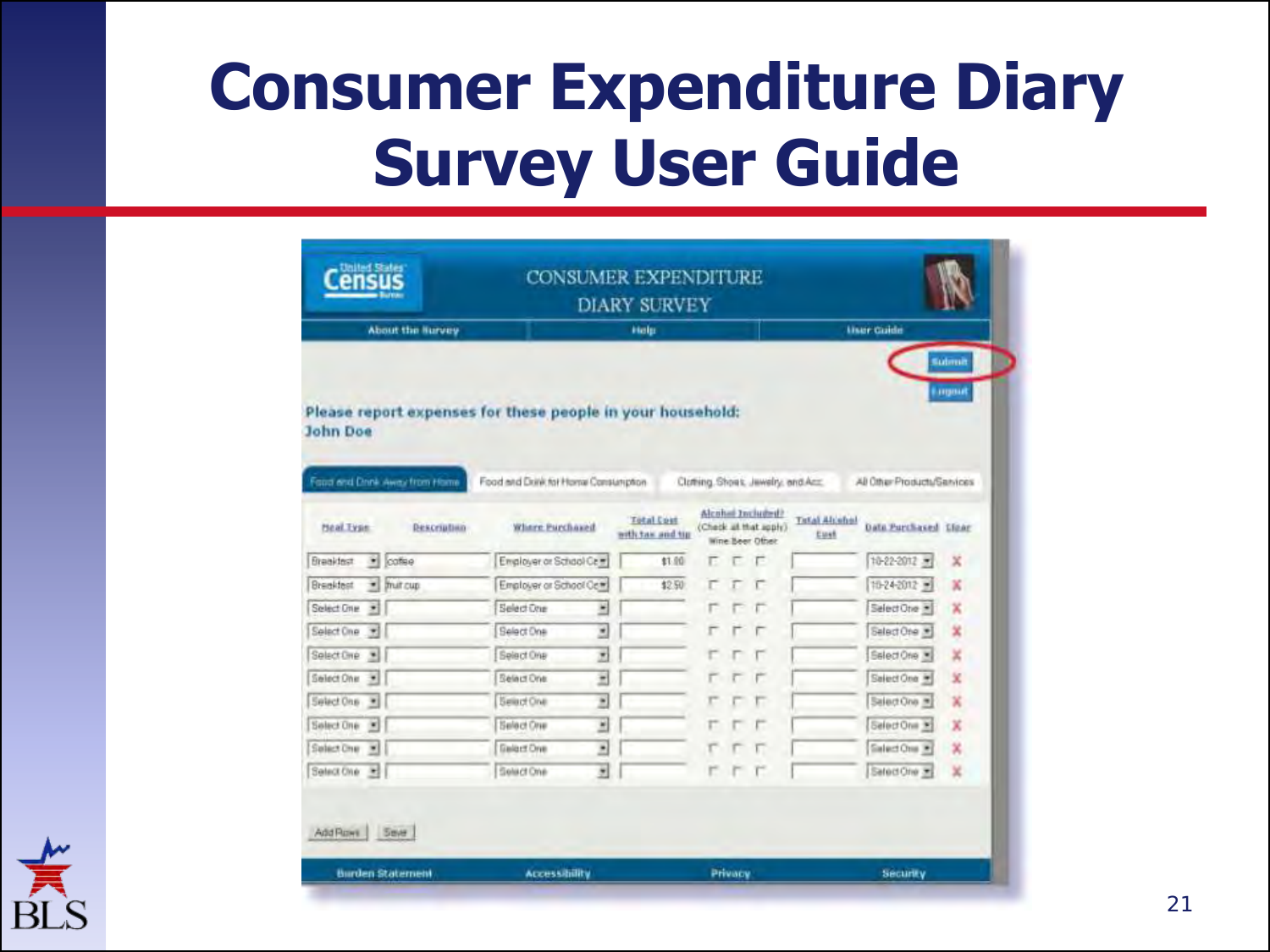# Consumer Expenditure Diary Survey User Guide

CONSUMER EXPENDITURE DIARY SURVEY

About the Survey | Help | User Guide

Submit

Logout

**Please report expenses for these people in your household:**
**John Doe**

Food and Drink Away from Home | Food and Drink for Home Consumption | Clothing, Shoes, Jewelry, and Acc. | All Other Products/Services

| Meal Type | Description | Where Purchased | Total Cost with tax and tip | Alcohol Included? (Check all that apply) Wine Beer Other | Total Alcohol Cost | Date Purchased | Clear |
|---|---|---|---|---|---|---|---|
| Breakfast | coffee | Employer or School Ca | $1.00 | | | 10-22-2012 | X |
| Breakfast | fruit cup | Employer or School Ca | $2.50 | | | 10-24-2012 | X |
| Select One | | Select One | | | | Select One | X |
| Select One | | Select One | | | | Select One | X |
| Select One | | Select One | | | | Select One | X |
| Select One | | Select One | | | | Select One | X |
| Select One | | Select One | | | | Select One | X |
| Select One | | Select One | | | | Select One | X |
| Select One | | Select One | | | | Select One | X |
| Select One | | Select One | | | | Select One | X |

Add Rows | Save

Burden Statement | Accessibility | Privacy | Security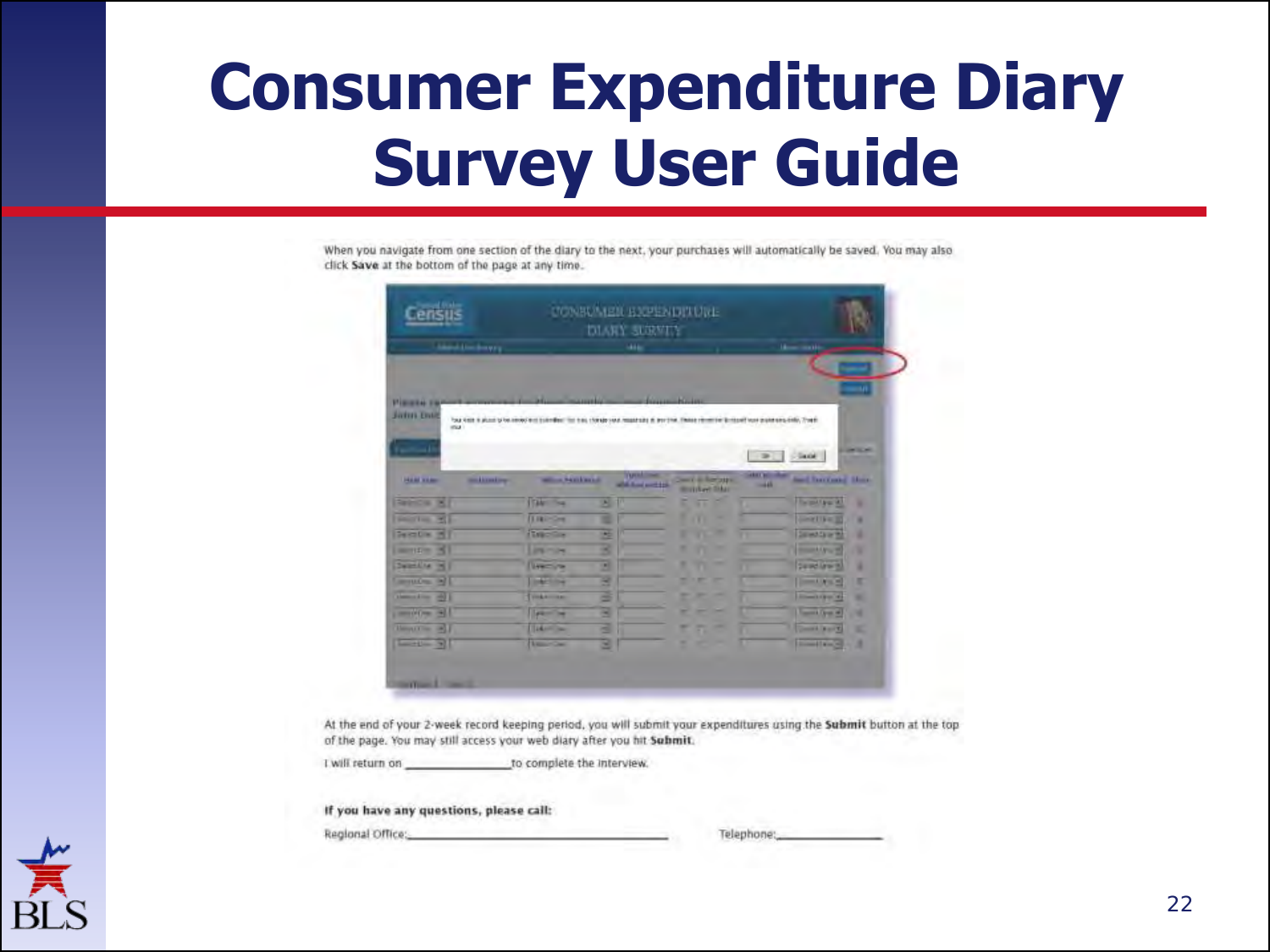# Consumer Expenditure Diary Survey User Guide

When you navigate from one section of the diary to the next, your purchases will automatically be saved. You may also click **Save** at the bottom of the page at any time.

At the end of your 2-week record keeping period, you will submit your expenditures using the **Submit** button at the top of the page. You may still access your web diary after you hit **Submit**.

I will return on _____________ to complete the interview.

**If you have any questions, please call:**

Regional Office:_________________________________ Telephone:_______________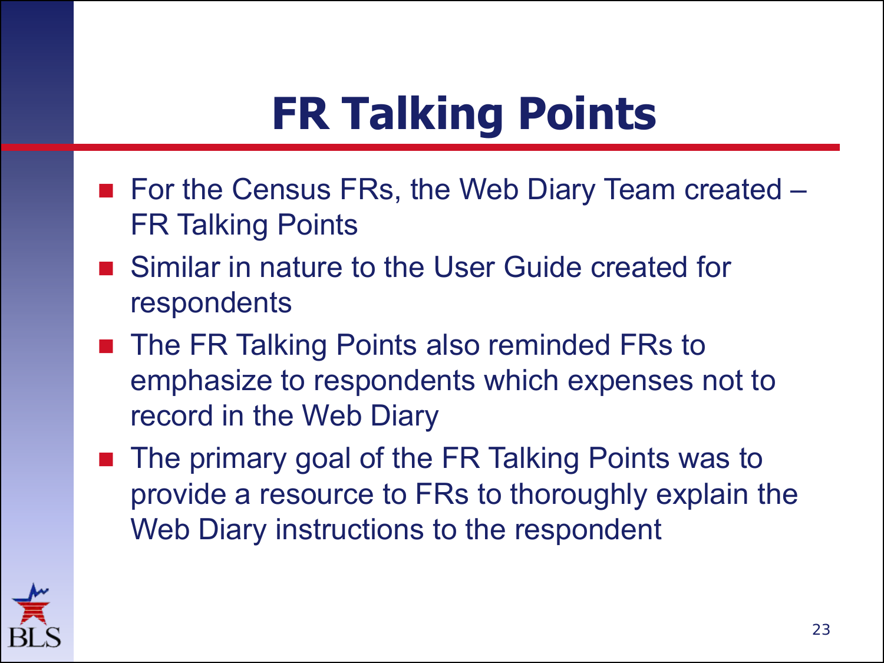# FR Talking Points

- For the Census FRs, the Web Diary Team created – FR Talking Points
- Similar in nature to the User Guide created for respondents
- The FR Talking Points also reminded FRs to emphasize to respondents which expenses not to record in the Web Diary
- The primary goal of the FR Talking Points was to provide a resource to FRs to thoroughly explain the Web Diary instructions to the respondent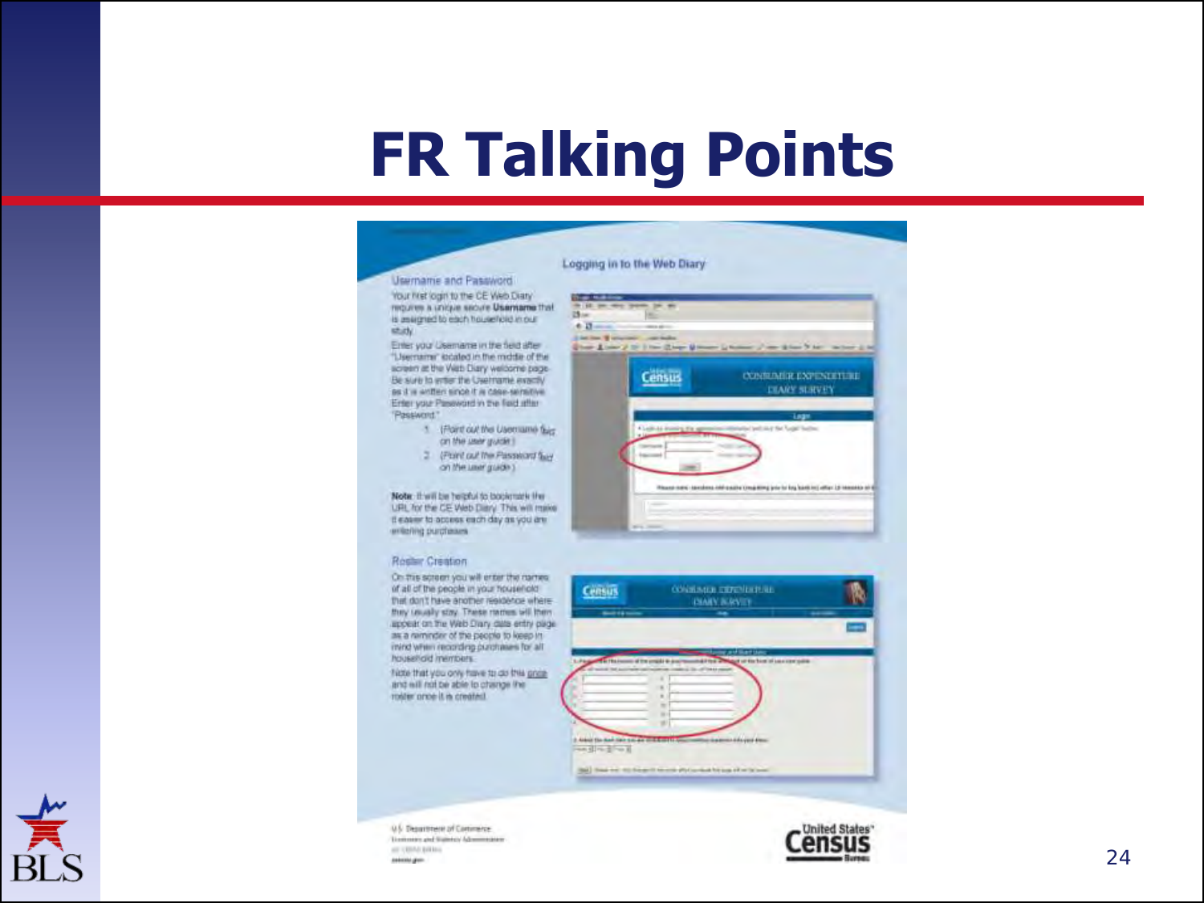# FR Talking Points

## Logging in to the Web Diary

### Username and Password

Your first login to the CE Web Diary requires a unique secure **Username** that is assigned to each household in our study.

Enter your Username in the field after "Username" located in the middle of the screen at the Web Diary welcome page. Be sure to enter the Username exactly as it is written since it is case-sensitive. Enter your Password in the field after "Password."

1. *(Point out the Username field on the user guide.)*
2. *(Point out the Password field on the user guide.)*

**Note**: It will be helpful to bookmark the URL for the CE Web Diary. This will make it easier to access each day as you are entering purchases.

### Roster Creation

On this screen you will enter the names of all of the people in your household that don't have another residence where they usually stay. These names will then appear on the Web Diary data entry page as a reminder of the people to keep in mind when recording purchases for all household members.

Note that you only have to do this once and will not be able to change the roster once it is created.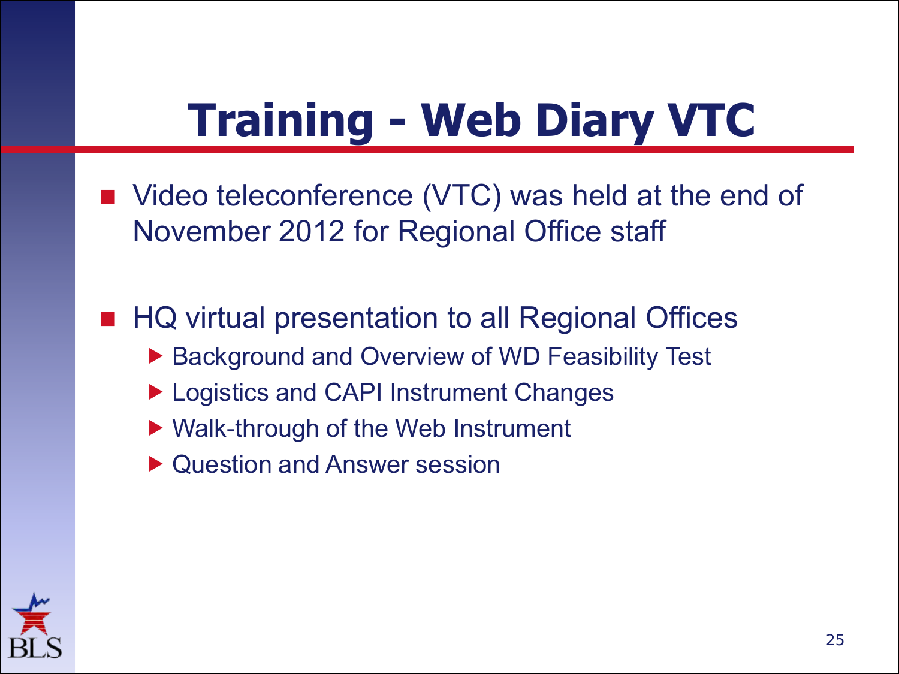# Training - Web Diary VTC

- Video teleconference (VTC) was held at the end of November 2012 for Regional Office staff

- HQ virtual presentation to all Regional Offices
  - Background and Overview of WD Feasibility Test
  - Logistics and CAPI Instrument Changes
  - Walk-through of the Web Instrument
  - Question and Answer session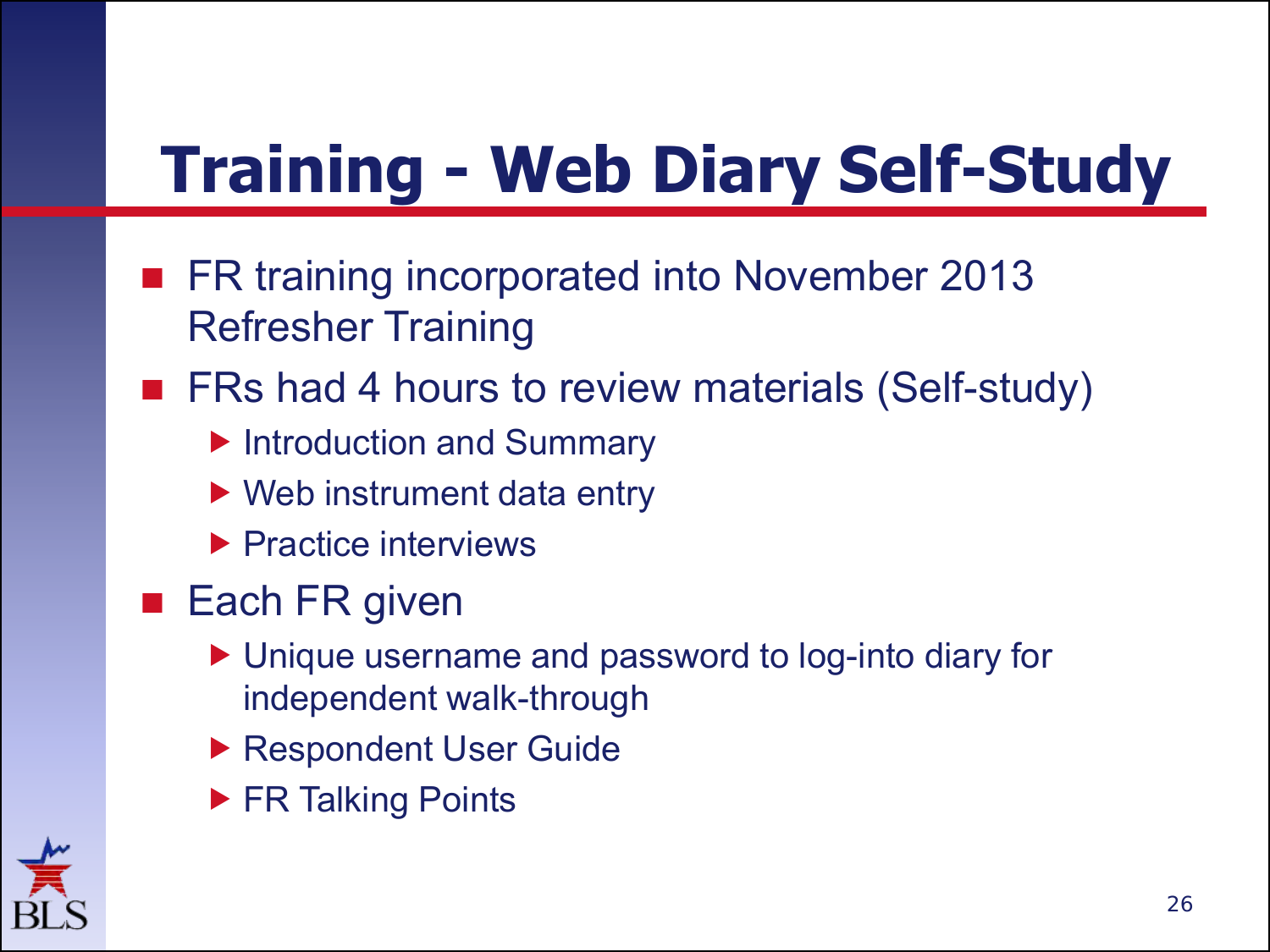# Training - Web Diary Self-Study

- FR training incorporated into November 2013 Refresher Training
- FRs had 4 hours to review materials (Self-study)
  - Introduction and Summary
  - Web instrument data entry
  - Practice interviews
- Each FR given
  - Unique username and password to log-into diary for independent walk-through
  - Respondent User Guide
  - FR Talking Points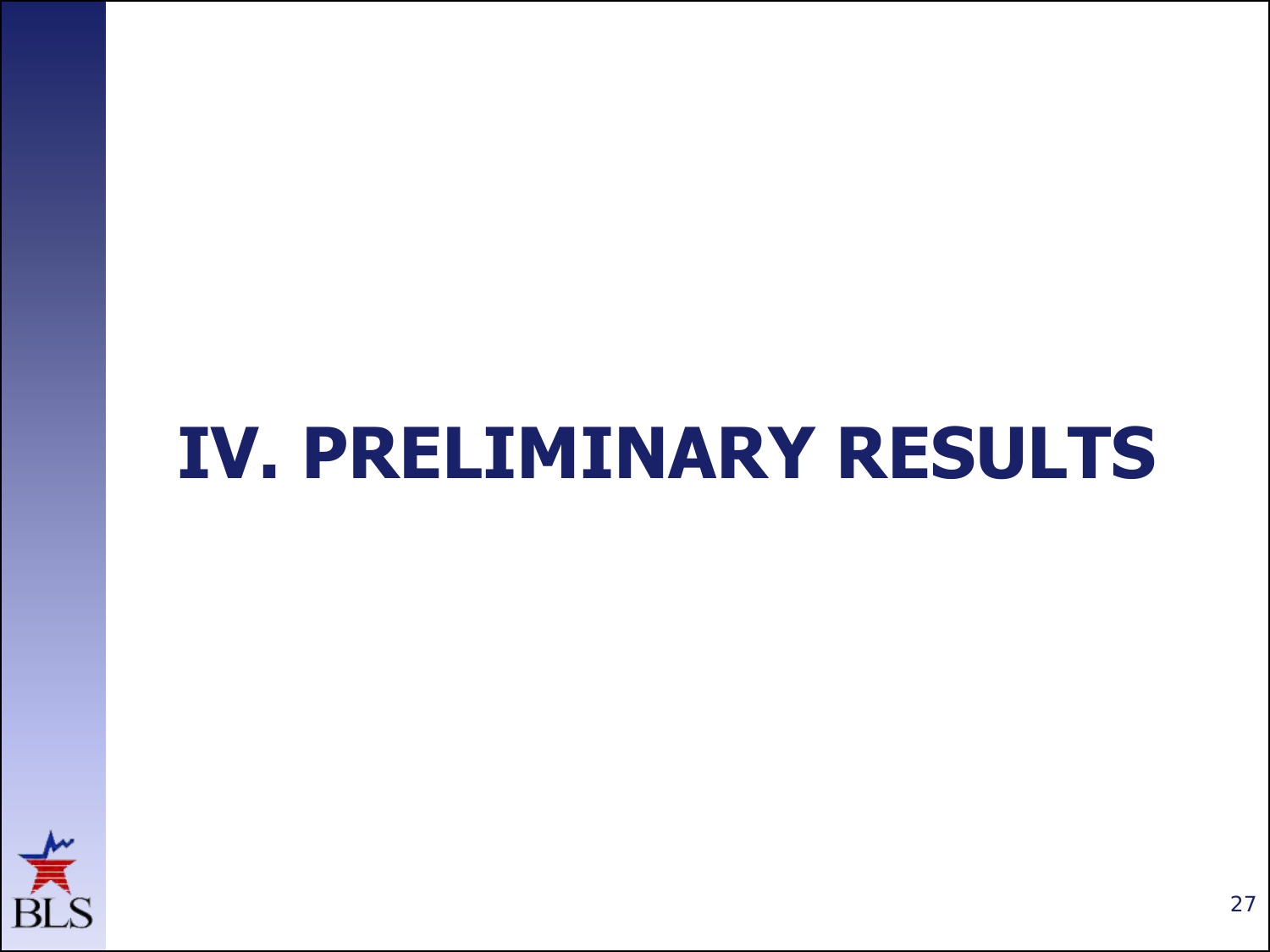# IV. PRELIMINARY RESULTS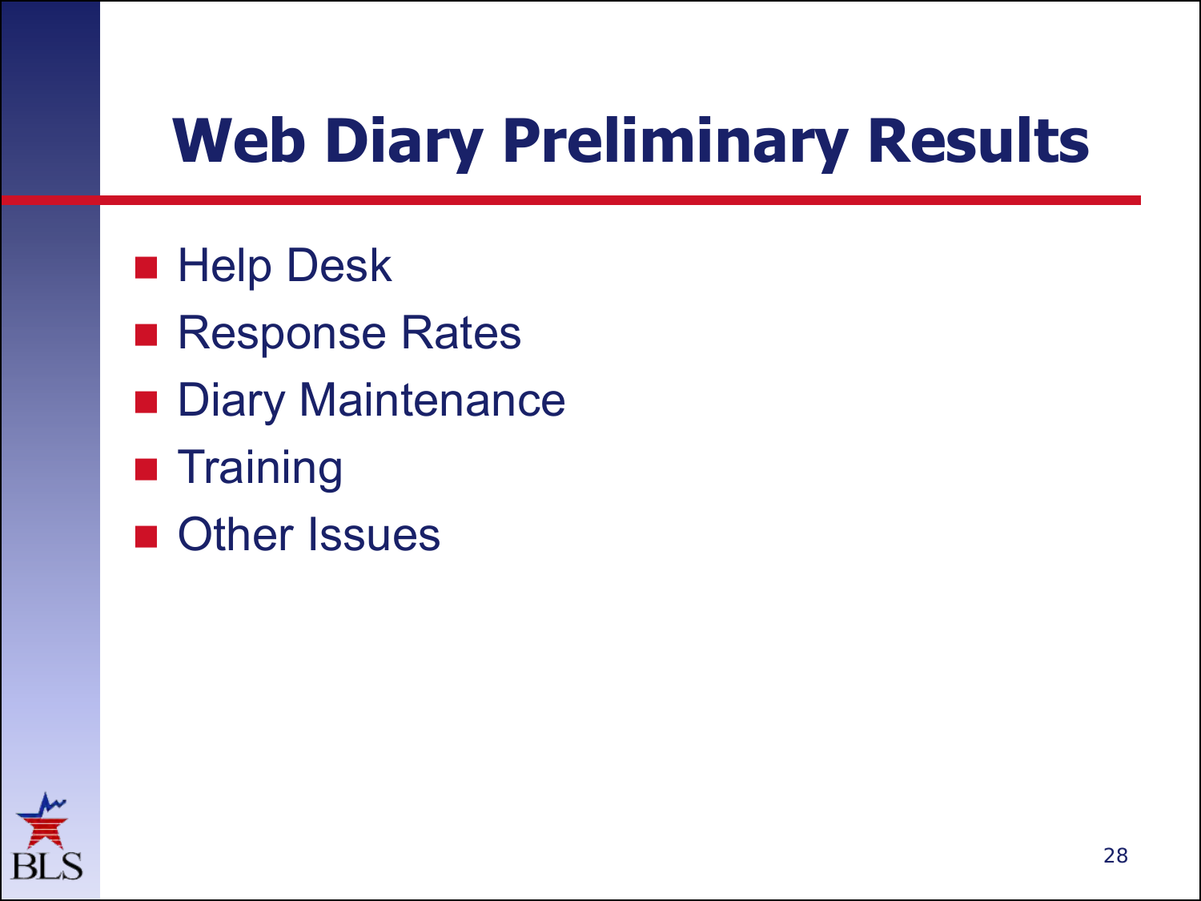# Web Diary Preliminary Results

- Help Desk
- Response Rates
- Diary Maintenance
- Training
- Other Issues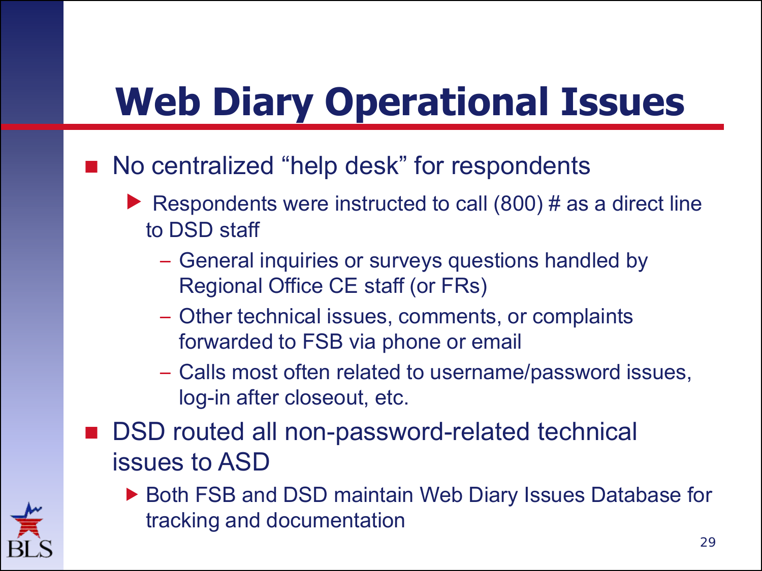# Web Diary Operational Issues

- No centralized "help desk" for respondents
  - Respondents were instructed to call (800) # as a direct line to DSD staff
    - General inquiries or surveys questions handled by Regional Office CE staff (or FRs)
    - Other technical issues, comments, or complaints forwarded to FSB via phone or email
    - Calls most often related to username/password issues, log-in after closeout, etc.
- DSD routed all non-password-related technical issues to ASD
  - Both FSB and DSD maintain Web Diary Issues Database for tracking and documentation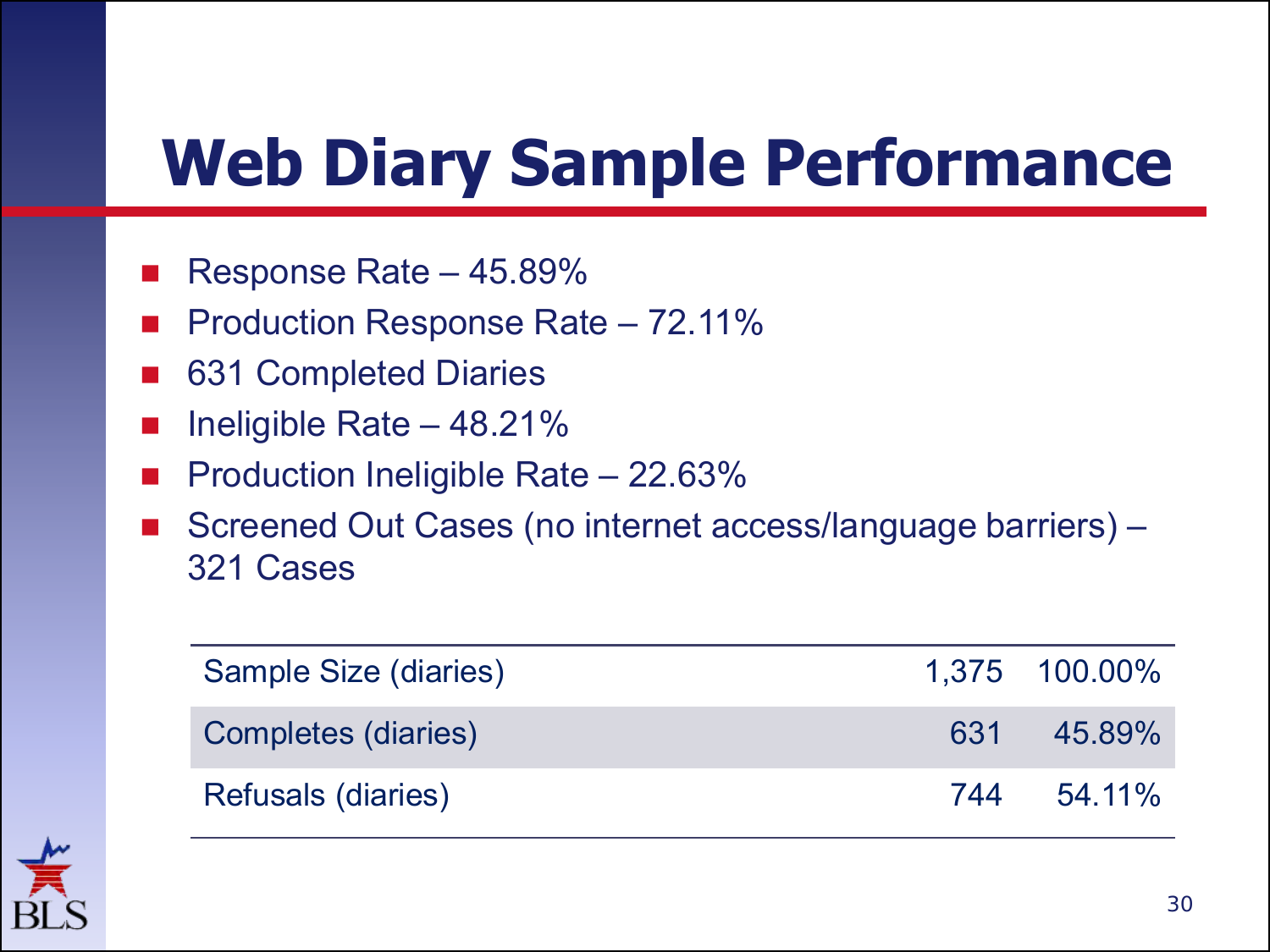# Web Diary Sample Performance

- Response Rate – 45.89%
- Production Response Rate – 72.11%
- 631 Completed Diaries
- Ineligible Rate – 48.21%
- Production Ineligible Rate – 22.63%
- Screened Out Cases (no internet access/language barriers) – 321 Cases

| | | |
|---|---|---|
| Sample Size (diaries) | 1,375 | 100.00% |
| Completes (diaries) | 631 | 45.89% |
| Refusals (diaries) | 744 | 54.11% |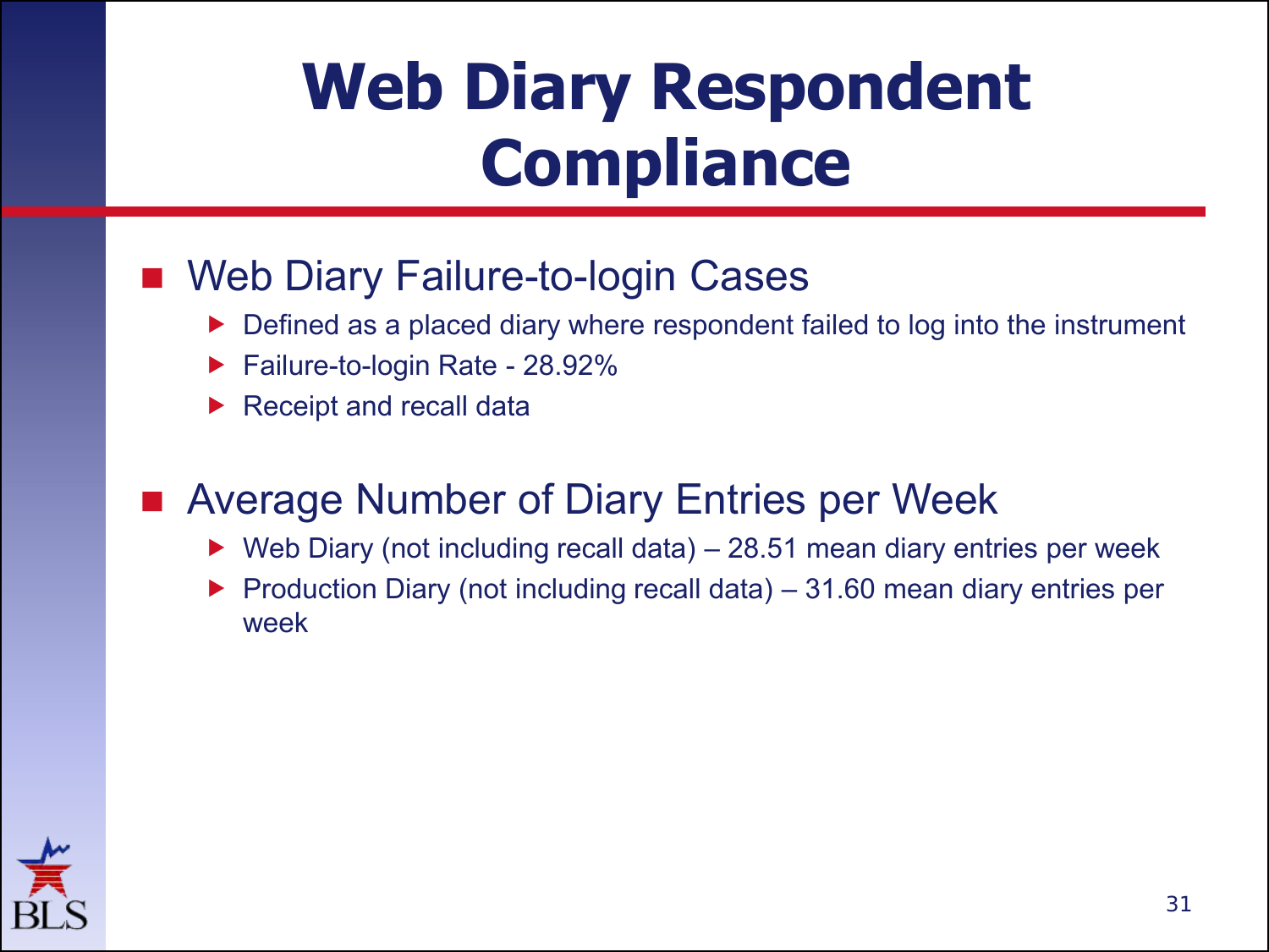# Web Diary Respondent Compliance

- Web Diary Failure-to-login Cases
  - Defined as a placed diary where respondent failed to log into the instrument
  - Failure-to-login Rate - 28.92%
  - Receipt and recall data
- Average Number of Diary Entries per Week
  - Web Diary (not including recall data) – 28.51 mean diary entries per week
  - Production Diary (not including recall data) – 31.60 mean diary entries per week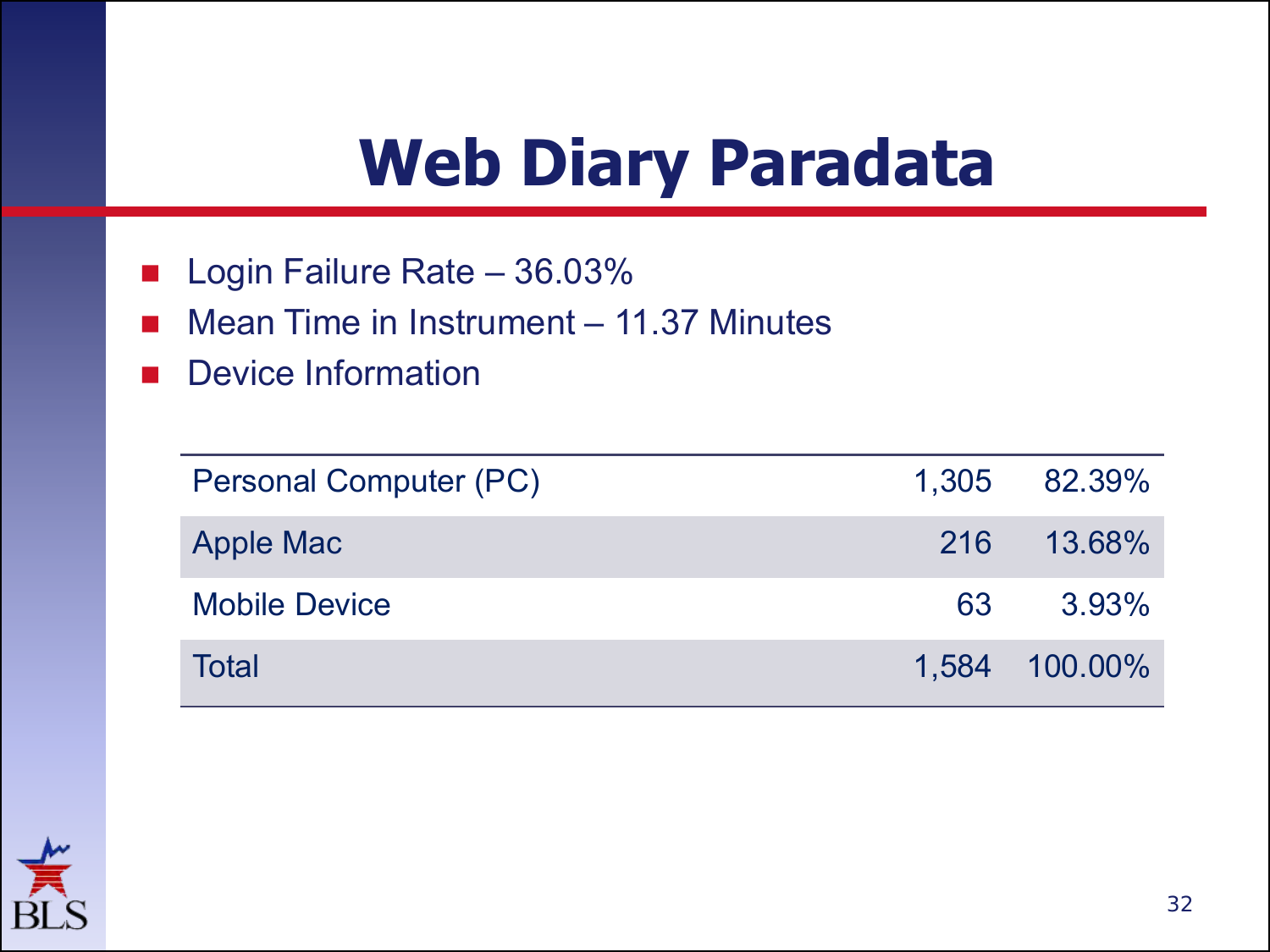# Web Diary Paradata

- Login Failure Rate – 36.03%
- Mean Time in Instrument – 11.37 Minutes
- Device Information

| Device | Count | Percent |
|---|---|---|
| Personal Computer (PC) | 1,305 | 82.39% |
| Apple Mac | 216 | 13.68% |
| Mobile Device | 63 | 3.93% |
| Total | 1,584 | 100.00% |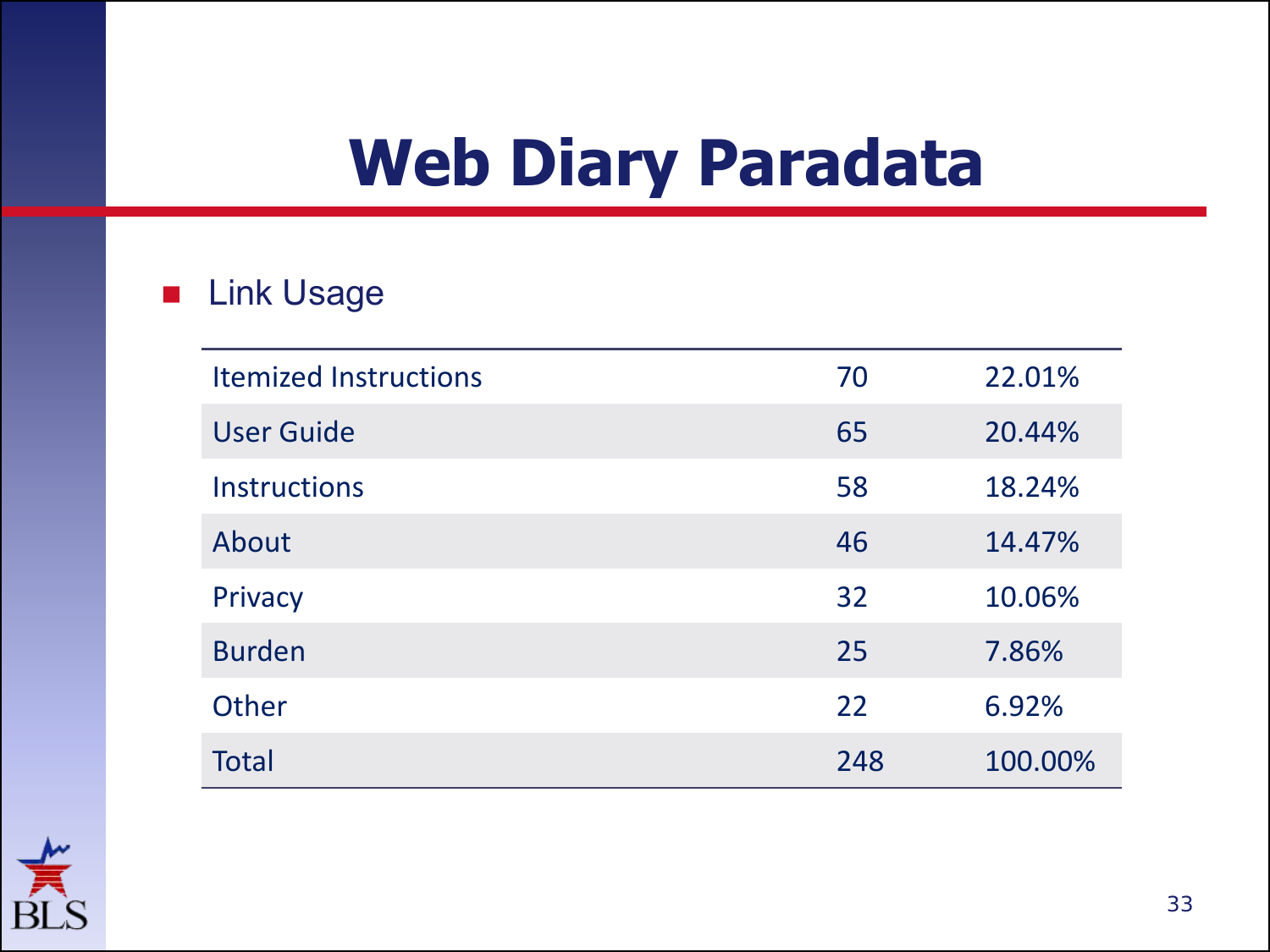# Web Diary Paradata

- Link Usage

| | | |
|---|---|---|
| Itemized Instructions | 70 | 22.01% |
| User Guide | 65 | 20.44% |
| Instructions | 58 | 18.24% |
| About | 46 | 14.47% |
| Privacy | 32 | 10.06% |
| Burden | 25 | 7.86% |
| Other | 22 | 6.92% |
| Total | 248 | 100.00% |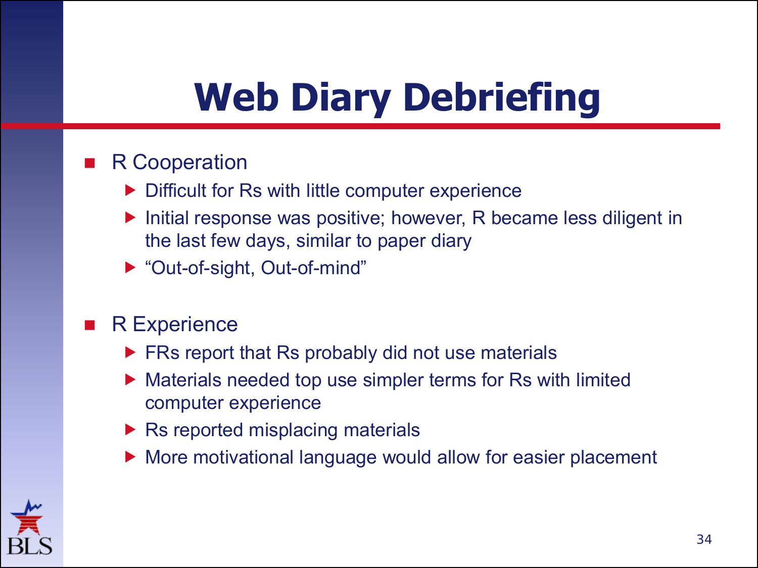# Web Diary Debriefing

- R Cooperation
  - Difficult for Rs with little computer experience
  - Initial response was positive; however, R became less diligent in the last few days, similar to paper diary
  - “Out-of-sight, Out-of-mind”

- R Experience
  - FRs report that Rs probably did not use materials
  - Materials needed top use simpler terms for Rs with limited computer experience
  - Rs reported misplacing materials
  - More motivational language would allow for easier placement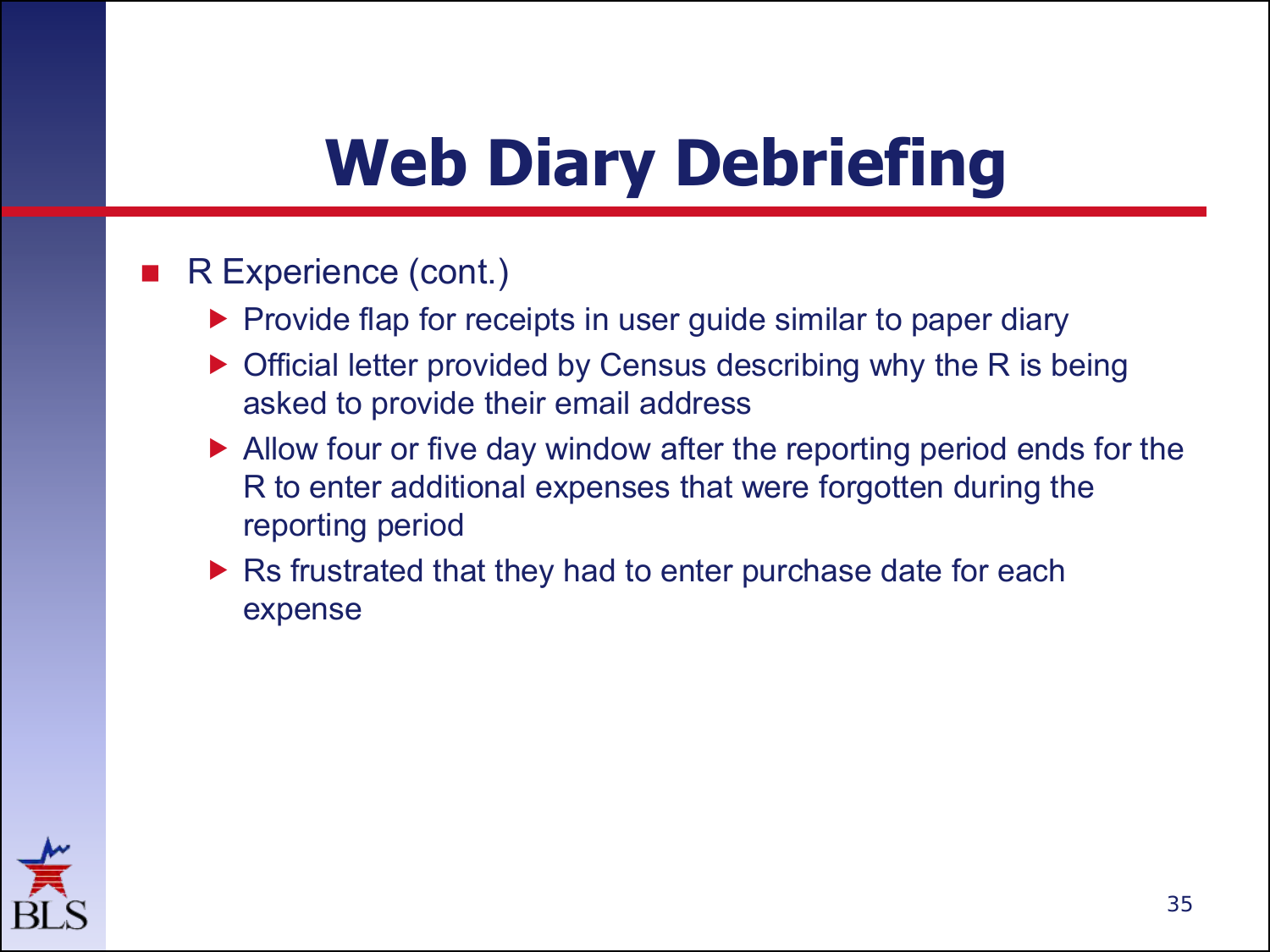# Web Diary Debriefing

- R Experience (cont.)
  - Provide flap for receipts in user guide similar to paper diary
  - Official letter provided by Census describing why the R is being asked to provide their email address
  - Allow four or five day window after the reporting period ends for the R to enter additional expenses that were forgotten during the reporting period
  - Rs frustrated that they had to enter purchase date for each expense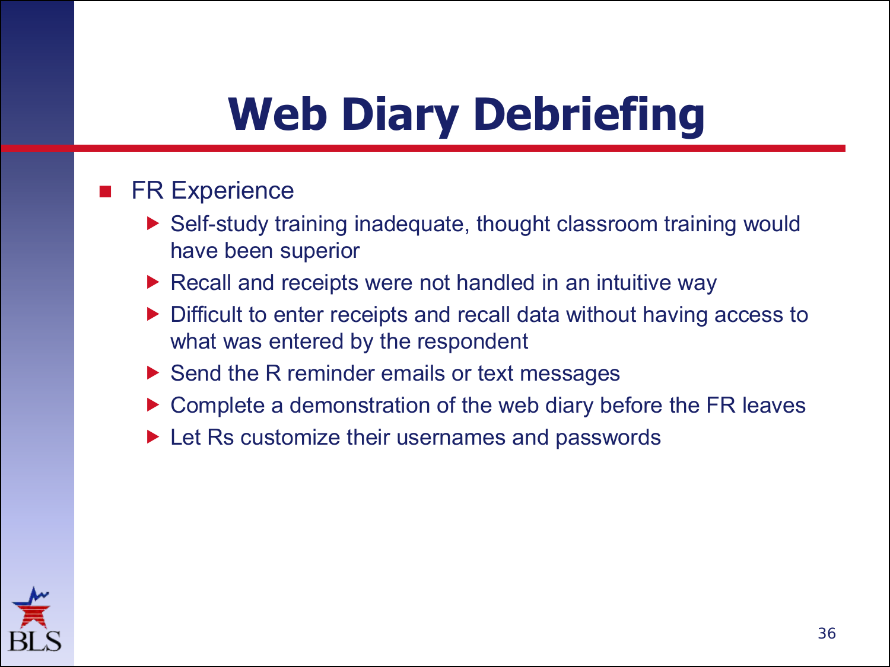# Web Diary Debriefing

- FR Experience
  - Self-study training inadequate, thought classroom training would have been superior
  - Recall and receipts were not handled in an intuitive way
  - Difficult to enter receipts and recall data without having access to what was entered by the respondent
  - Send the R reminder emails or text messages
  - Complete a demonstration of the web diary before the FR leaves
  - Let Rs customize their usernames and passwords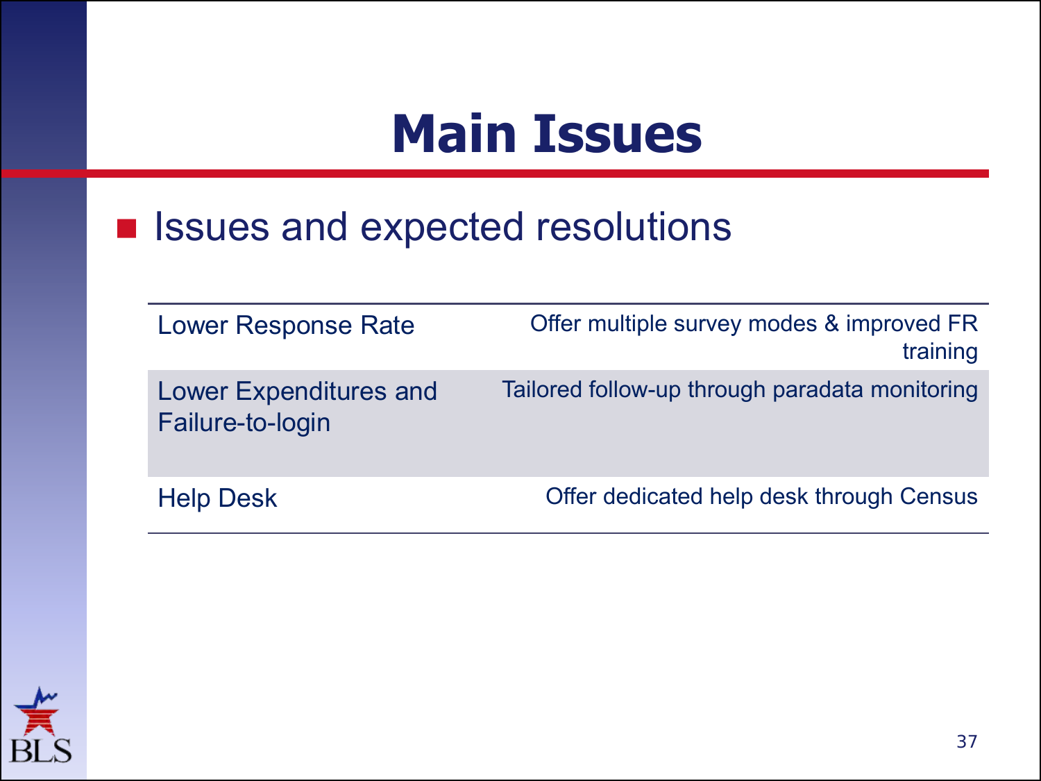# Main Issues

- Issues and expected resolutions

| Issue | Expected resolution |
| --- | --- |
| Lower Response Rate | Offer multiple survey modes & improved FR training |
| Lower Expenditures and Failure-to-login | Tailored follow-up through paradata monitoring |
| Help Desk | Offer dedicated help desk through Census |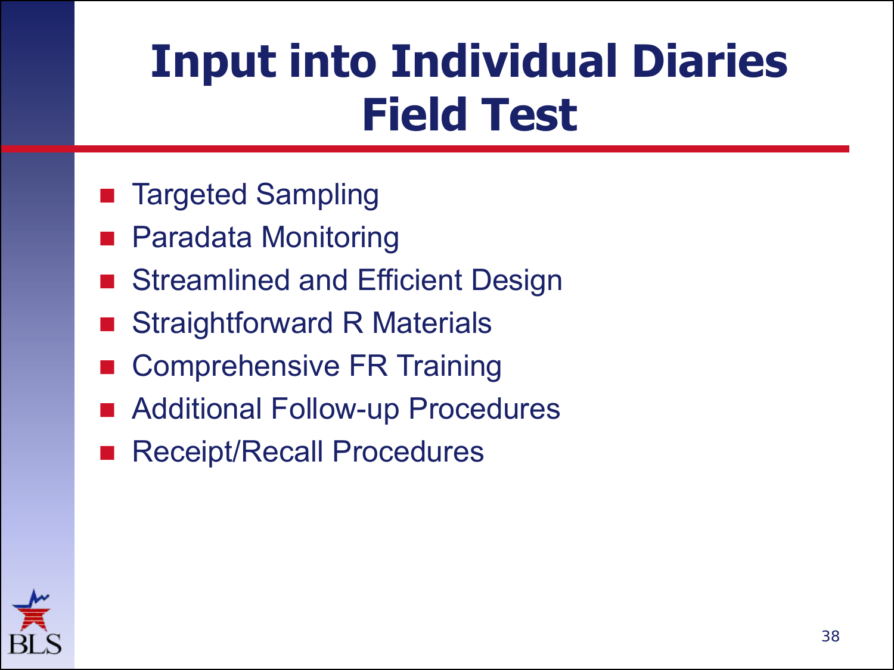# Input into Individual Diaries Field Test

- Targeted Sampling
- Paradata Monitoring
- Streamlined and Efficient Design
- Straightforward R Materials
- Comprehensive FR Training
- Additional Follow-up Procedures
- Receipt/Recall Procedures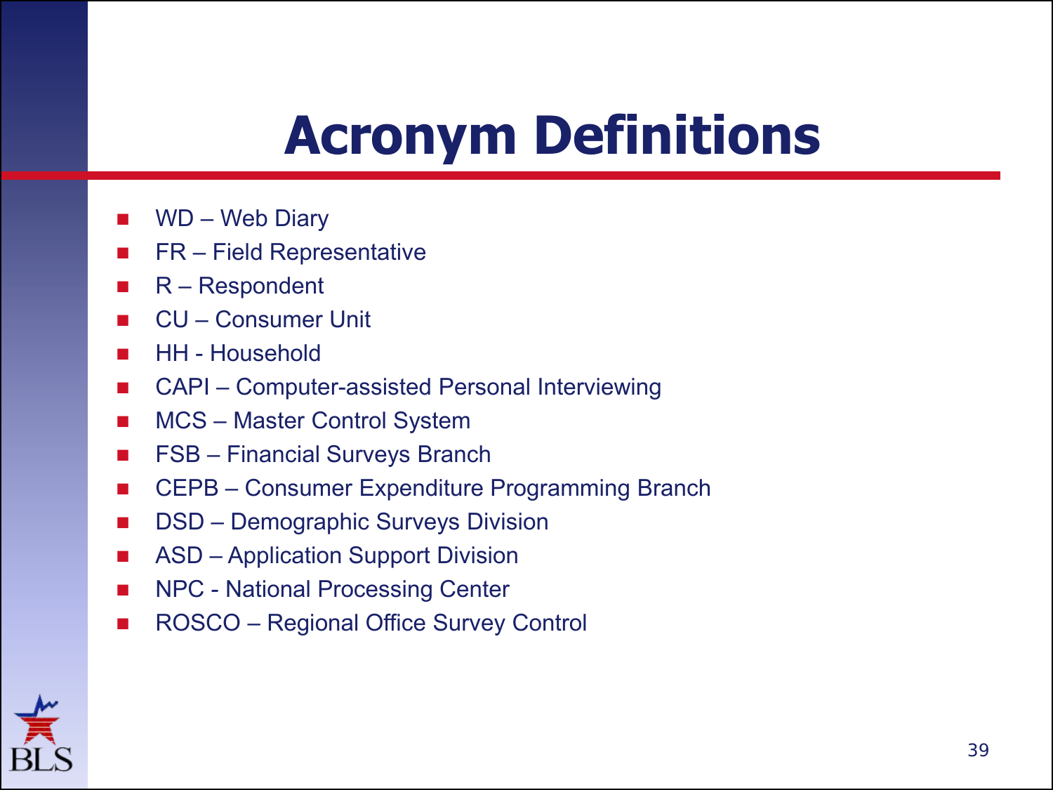# Acronym Definitions

- WD – Web Diary
- FR – Field Representative
- R – Respondent
- CU – Consumer Unit
- HH - Household
- CAPI – Computer-assisted Personal Interviewing
- MCS – Master Control System
- FSB – Financial Surveys Branch
- CEPB – Consumer Expenditure Programming Branch
- DSD – Demographic Surveys Division
- ASD – Application Support Division
- NPC - National Processing Center
- ROSCO – Regional Office Survey Control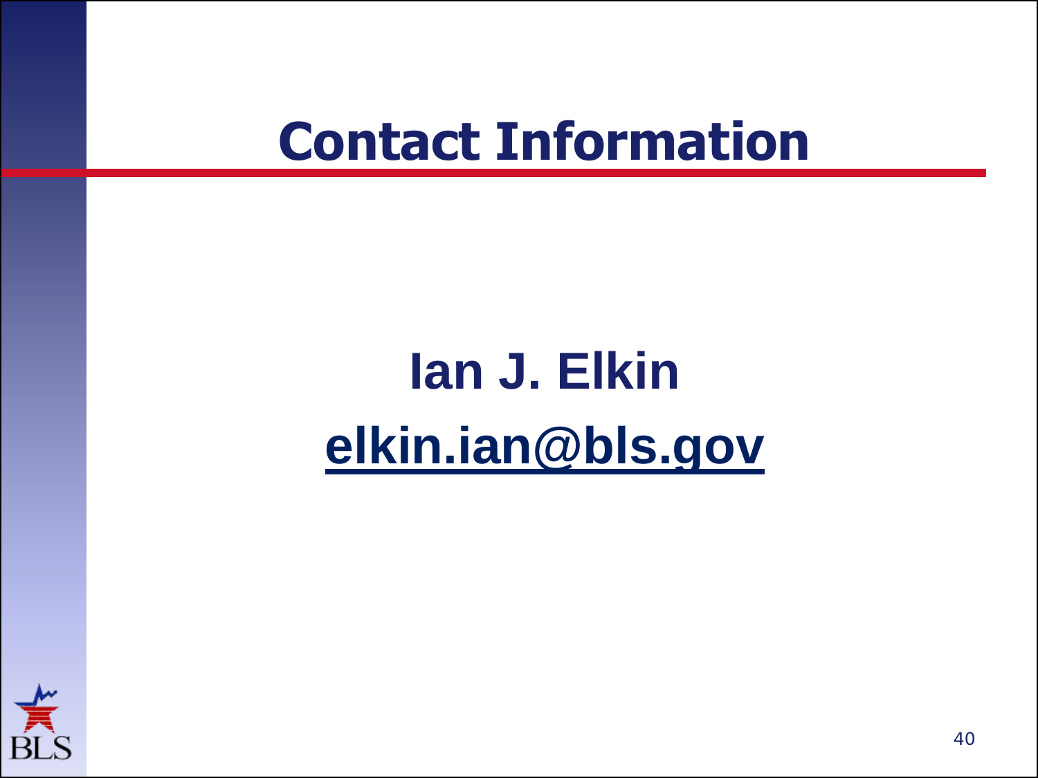# Contact Information

**Ian J. Elkin**

**elkin.ian@bls.gov**